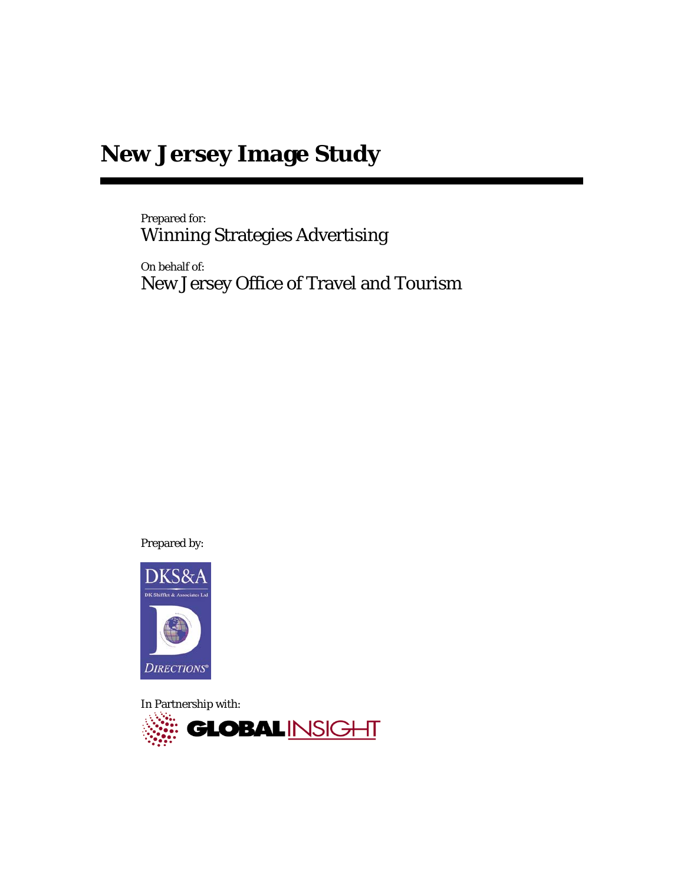# New Jersey Image Study

Prepared for:
Winning Strategies Advertising

On behalf of:
New Jersey Office of Travel and Tourism

Prepared by:

DKS&A
DK Shifflet & Associates Ltd
DIRECTIONS®

In Partnership with:

GLOBAL INSIGHT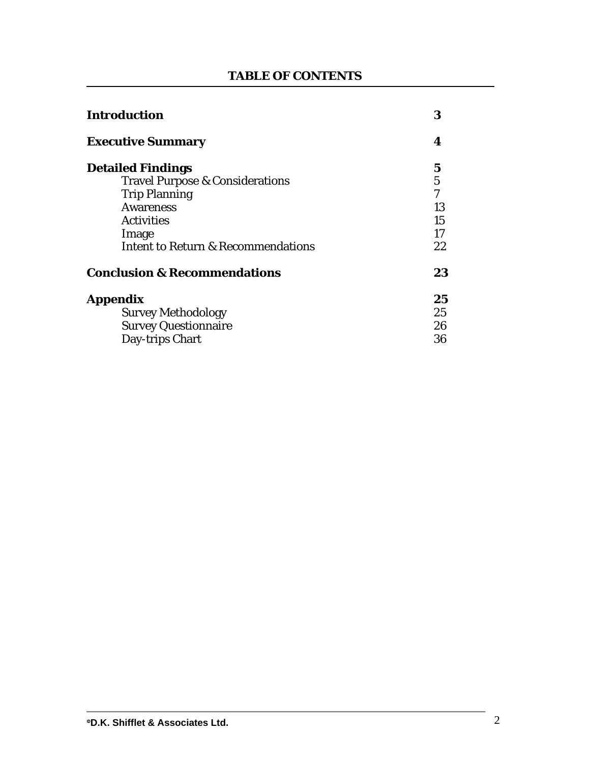## TABLE OF CONTENTS

| | |
|---|---|
| **Introduction** | **3** |
| **Executive Summary** | **4** |
| **Detailed Findings** | **5** |
| Travel Purpose & Considerations | 5 |
| Trip Planning | 7 |
| Awareness | 13 |
| Activities | 15 |
| Image | 17 |
| Intent to Return & Recommendations | 22 |
| **Conclusion & Recommendations** | **23** |
| **Appendix** | **25** |
| Survey Methodology | 25 |
| Survey Questionnaire | 26 |
| Day-trips Chart | 36 |

©D.K. Shifflet & Associates Ltd.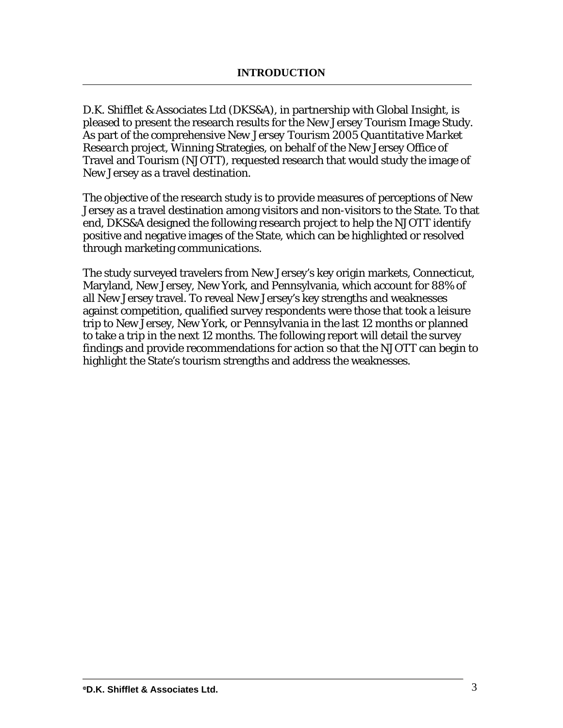## INTRODUCTION

D.K. Shifflet & Associates Ltd (DKS&A), in partnership with Global Insight, is pleased to present the research results for the New Jersey Tourism Image Study. As part of the comprehensive *New Jersey Tourism 2005 Quantitative Market Research* project, Winning Strategies, on behalf of the New Jersey Office of Travel and Tourism (NJOTT), requested research that would study the image of New Jersey as a travel destination.

The objective of the research study is to provide measures of perceptions of New Jersey as a travel destination among visitors and non-visitors to the State. To that end, DKS&A designed the following research project to help the NJOTT identify positive and negative images of the State, which can be highlighted or resolved through marketing communications.

The study surveyed travelers from New Jersey's key origin markets, Connecticut, Maryland, New Jersey, New York, and Pennsylvania, which account for 88% of all New Jersey travel. To reveal New Jersey's key strengths and weaknesses against competition, qualified survey respondents were those that took a leisure trip to New Jersey, New York, or Pennsylvania in the last 12 months or planned to take a trip in the next 12 months. The following report will detail the survey findings and provide recommendations for action so that the NJOTT can begin to highlight the State's tourism strengths and address the weaknesses.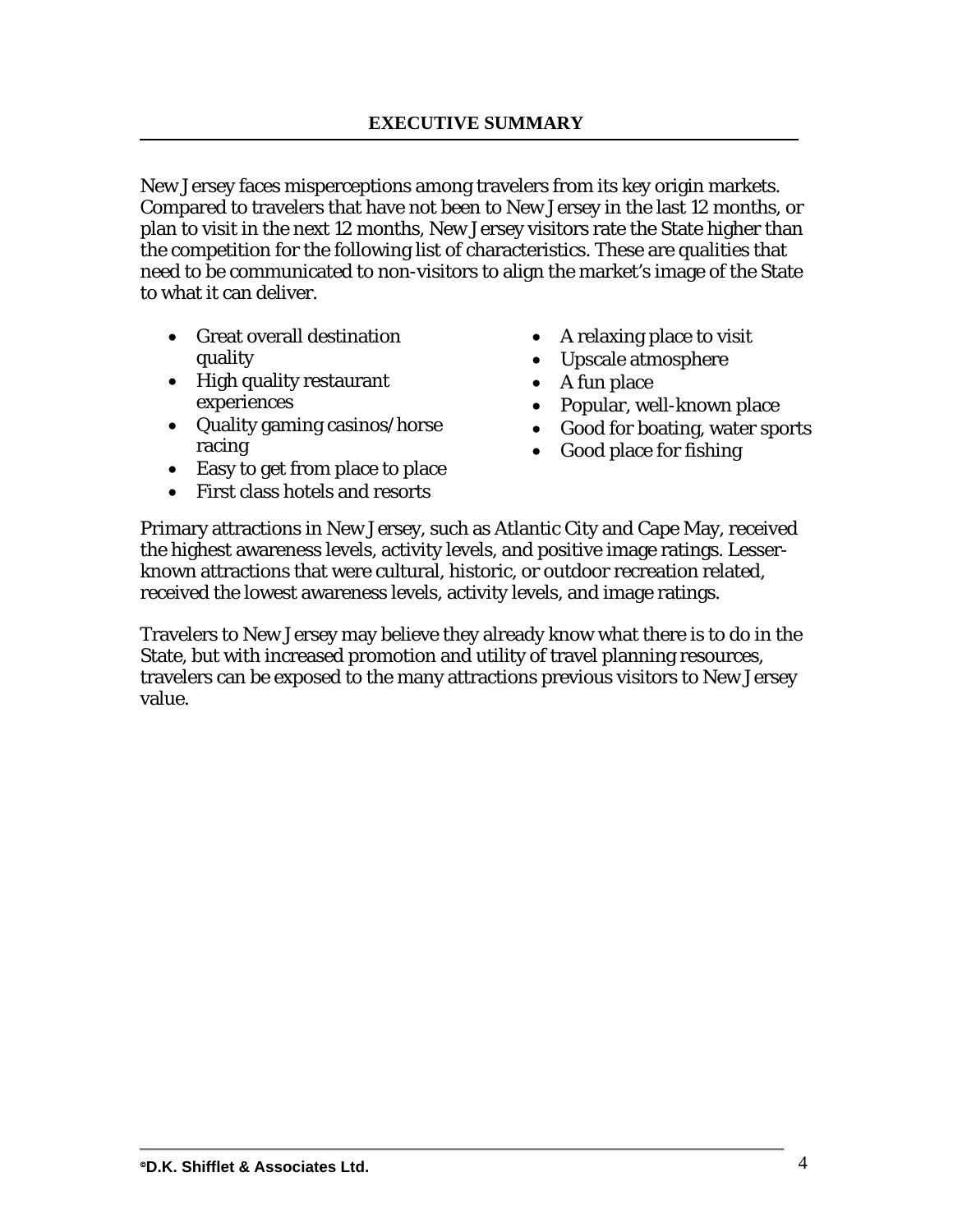# EXECUTIVE SUMMARY

New Jersey faces misperceptions among travelers from its key origin markets. Compared to travelers that have not been to New Jersey in the last 12 months, or plan to visit in the next 12 months, New Jersey visitors rate the State higher than the competition for the following list of characteristics. These are qualities that need to be communicated to non-visitors to align the market's image of the State to what it can deliver.

- Great overall destination quality
- High quality restaurant experiences
- Quality gaming casinos/horse racing
- Easy to get from place to place
- First class hotels and resorts
- A relaxing place to visit
- Upscale atmosphere
- A fun place
- Popular, well-known place
- Good for boating, water sports
- Good place for fishing

Primary attractions in New Jersey, such as Atlantic City and Cape May, received the highest awareness levels, activity levels, and positive image ratings. Lesser-known attractions that were cultural, historic, or outdoor recreation related, received the lowest awareness levels, activity levels, and image ratings.

Travelers to New Jersey may believe they already know what there is to do in the State, but with increased promotion and utility of travel planning resources, travelers can be exposed to the many attractions previous visitors to New Jersey value.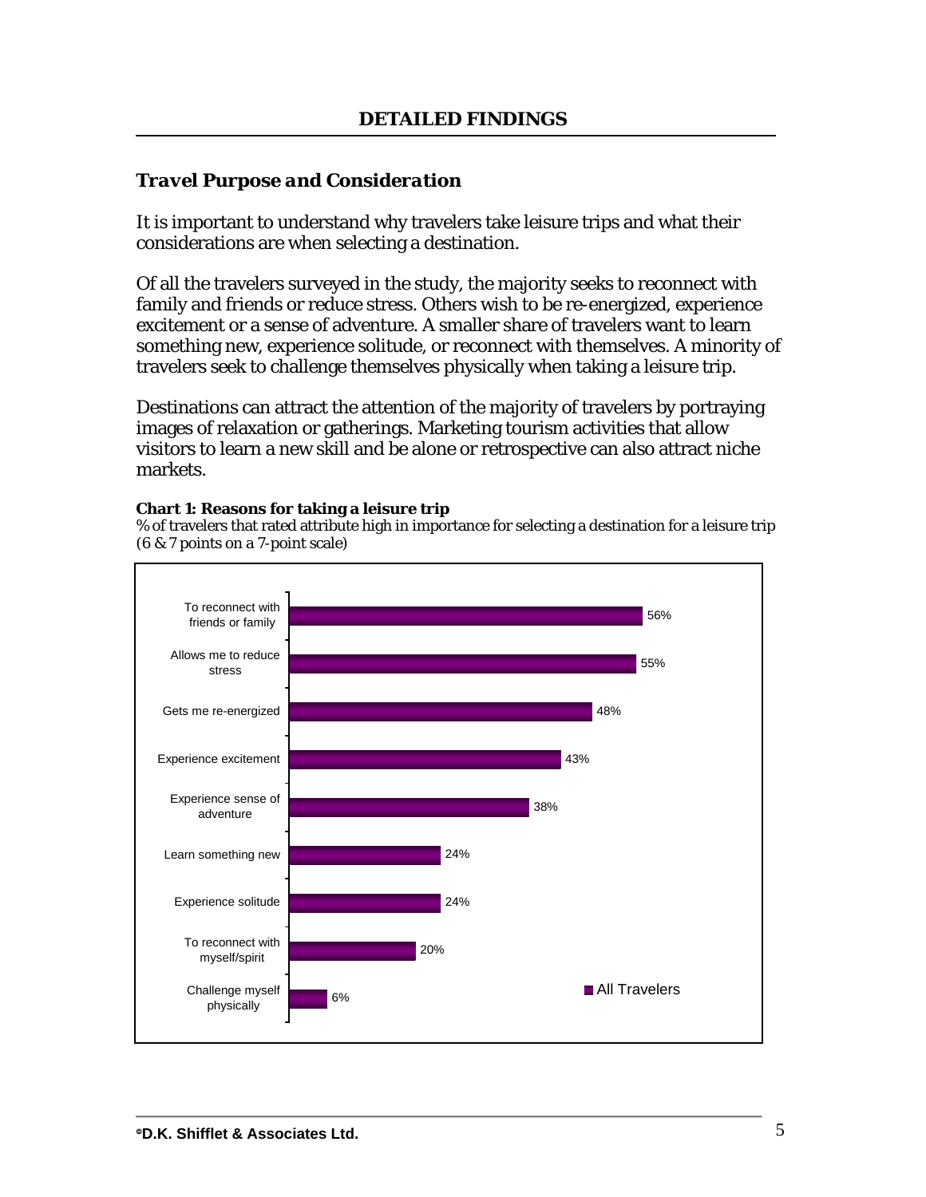## DETAILED FINDINGS

### *Travel Purpose and Consideration*

It is important to understand why travelers take leisure trips and what their considerations are when selecting a destination.

Of all the travelers surveyed in the study, the majority seeks to reconnect with family and friends or reduce stress. Others wish to be re-energized, experience excitement or a sense of adventure. A smaller share of travelers want to learn something new, experience solitude, or reconnect with themselves. A minority of travelers seek to challenge themselves physically when taking a leisure trip.

Destinations can attract the attention of the majority of travelers by portraying images of relaxation or gatherings. Marketing tourism activities that allow visitors to learn a new skill and be alone or retrospective can also attract niche markets.

**Chart 1: Reasons for taking a leisure trip**

% of travelers that rated attribute high in importance for selecting a destination for a leisure trip (6 & 7 points on a 7-point scale)

| Reason | All Travelers |
|---|---|
| To reconnect with friends or family | 56% |
| Allows me to reduce stress | 55% |
| Gets me re-energized | 48% |
| Experience excitement | 43% |
| Experience sense of adventure | 38% |
| Learn something new | 24% |
| Experience solitude | 24% |
| To reconnect with myself/spirit | 20% |
| Challenge myself physically | 6% |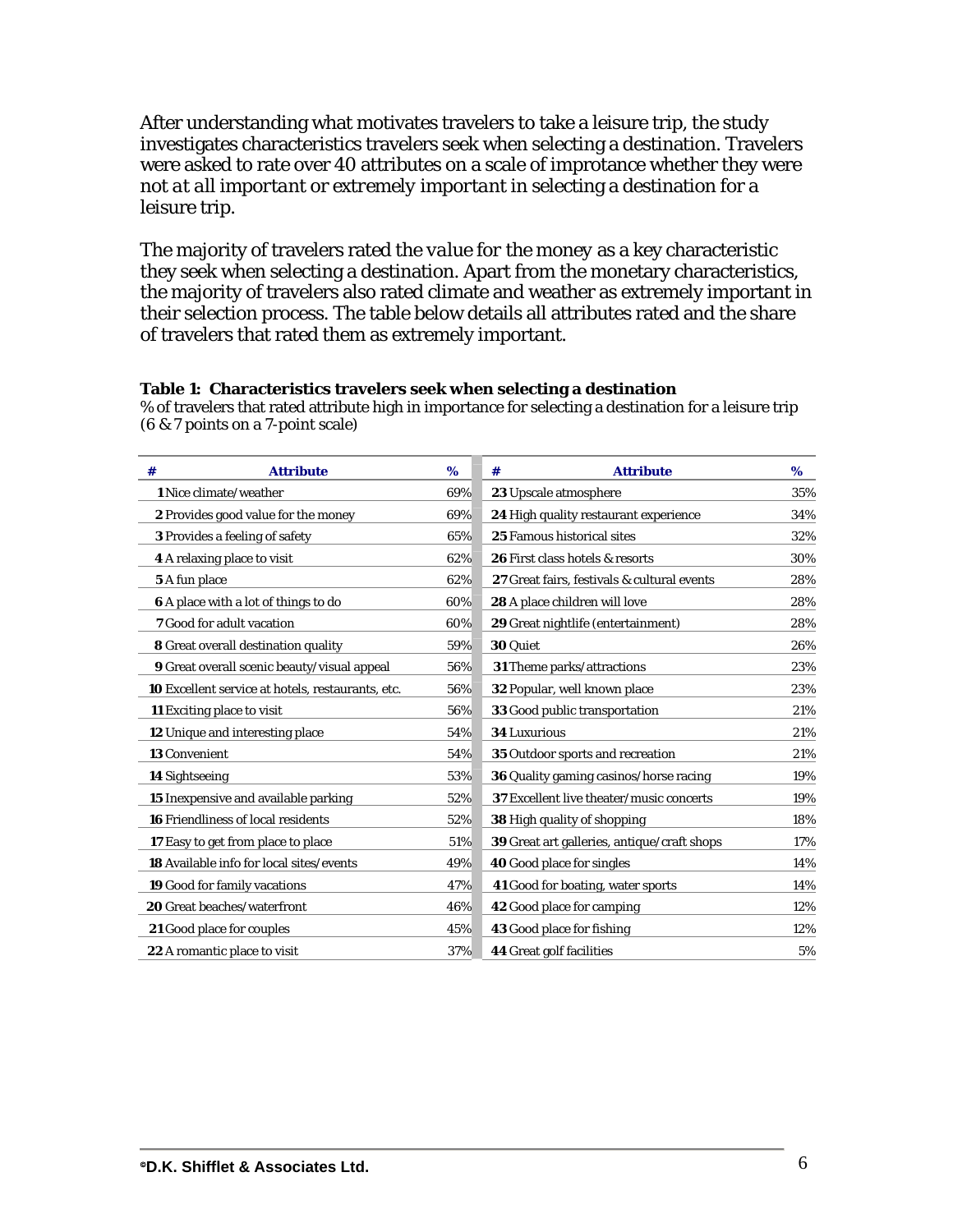After understanding what motivates travelers to take a leisure trip, the study investigates characteristics travelers seek when selecting a destination. Travelers were asked to rate over 40 attributes on a scale of improtance whether they were *not at all important* or *extremely important* in selecting a destination for a leisure trip.

The majority of travelers rated *the value for the money* as a key characteristic they seek when selecting a destination. Apart from the monetary characteristics, the majority of travelers also rated climate and weather as extremely important in their selection process. The table below details all attributes rated and the share of travelers that rated them as extremely important.

**Table 1: Characteristics travelers seek when selecting a destination**
% of travelers that rated attribute high in importance for selecting a destination for a leisure trip (6 & 7 points on a 7-point scale)

| # | Attribute | % | # | Attribute | % |
|---|---|---|---|---|---|
| **1** | Nice climate/weather | 69% | **23** | Upscale atmosphere | 35% |
| **2** | Provides good value for the money | 69% | **24** | High quality restaurant experience | 34% |
| **3** | Provides a feeling of safety | 65% | **25** | Famous historical sites | 32% |
| **4** | A relaxing place to visit | 62% | **26** | First class hotels & resorts | 30% |
| **5** | A fun place | 62% | **27** | Great fairs, festivals & cultural events | 28% |
| **6** | A place with a lot of things to do | 60% | **28** | A place children will love | 28% |
| **7** | Good for adult vacation | 60% | **29** | Great nightlife (entertainment) | 28% |
| **8** | Great overall destination quality | 59% | **30** | Quiet | 26% |
| **9** | Great overall scenic beauty/visual appeal | 56% | **31** | Theme parks/attractions | 23% |
| **10** | Excellent service at hotels, restaurants, etc. | 56% | **32** | Popular, well known place | 23% |
| **11** | Exciting place to visit | 56% | **33** | Good public transportation | 21% |
| **12** | Unique and interesting place | 54% | **34** | Luxurious | 21% |
| **13** | Convenient | 54% | **35** | Outdoor sports and recreation | 21% |
| **14** | Sightseeing | 53% | **36** | Quality gaming casinos/horse racing | 19% |
| **15** | Inexpensive and available parking | 52% | **37** | Excellent live theater/music concerts | 19% |
| **16** | Friendliness of local residents | 52% | **38** | High quality of shopping | 18% |
| **17** | Easy to get from place to place | 51% | **39** | Great art galleries, antique/craft shops | 17% |
| **18** | Available info for local sites/events | 49% | **40** | Good place for singles | 14% |
| **19** | Good for family vacations | 47% | **41** | Good for boating, water sports | 14% |
| **20** | Great beaches/waterfront | 46% | **42** | Good place for camping | 12% |
| **21** | Good place for couples | 45% | **43** | Good place for fishing | 12% |
| **22** | A romantic place to visit | 37% | **44** | Great golf facilities | 5% |

**©D.K. Shifflet & Associates Ltd.**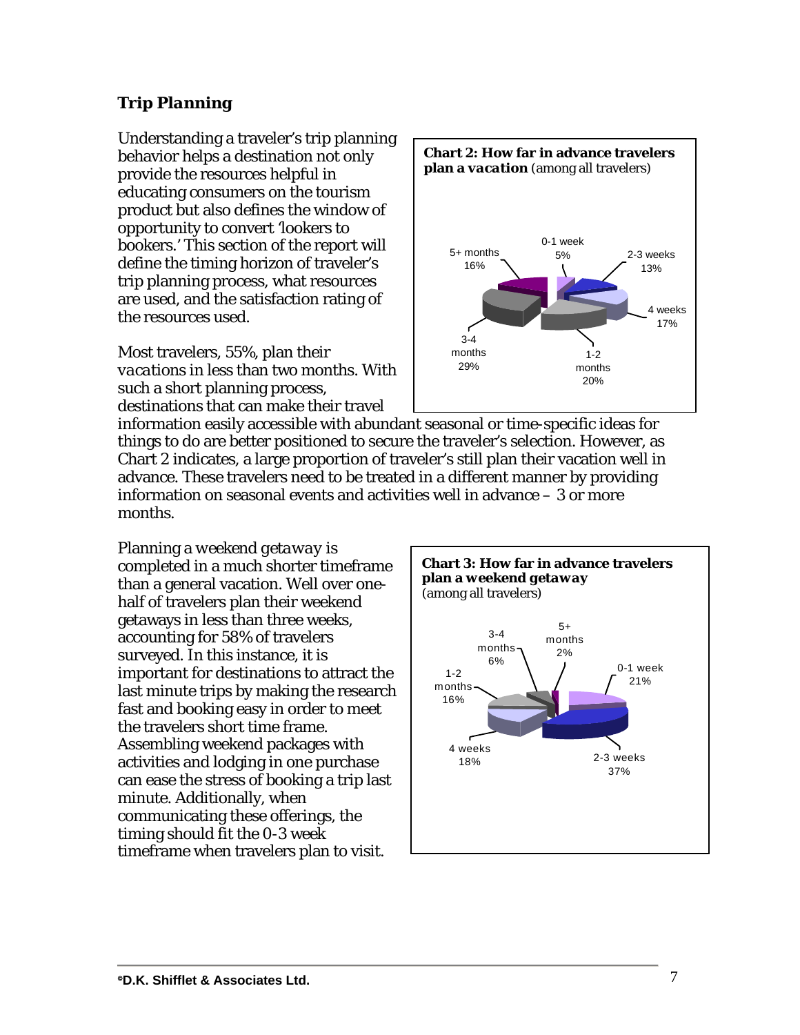## ***Trip Planning***

Understanding a traveler's trip planning behavior helps a destination not only provide the resources helpful in educating consumers on the tourism product but also defines the window of opportunity to convert 'lookers to bookers.' This section of the report will define the timing horizon of traveler's trip planning process, what resources are used, and the satisfaction rating of the resources used.

**Chart 2: How far in advance travelers plan a *vacation*** (among all travelers)

| Timeframe | Percent |
|---|---|
| 0-1 week | 5% |
| 2-3 weeks | 13% |
| 4 weeks | 17% |
| 1-2 months | 20% |
| 3-4 months | 29% |
| 5+ months | 16% |

Most travelers, 55%, plan their *vacations* in less than two months. With such a short planning process, destinations that can make their travel information easily accessible with abundant seasonal or time-specific ideas for things to do are better positioned to secure the traveler's selection. However, as Chart 2 indicates, a large proportion of traveler's still plan their vacation well in advance. These travelers need to be treated in a different manner by providing information on seasonal events and activities well in advance – 3 or more months.

Planning a *weekend getaway* is completed in a much shorter timeframe than a general vacation. Well over one-half of travelers plan their weekend getaways in less than three weeks, accounting for 58% of travelers surveyed. In this instance, it is important for destinations to attract the last minute trips by making the research fast and booking easy in order to meet the travelers short time frame. Assembling weekend packages with activities and lodging in one purchase can ease the stress of booking a trip last minute. Additionally, when communicating these offerings, the timing should fit the 0-3 week timeframe when travelers plan to visit.

**Chart 3: How far in advance travelers plan a *weekend getaway*** (among all travelers)

| Timeframe | Percent |
|---|---|
| 0-1 week | 21% |
| 2-3 weeks | 37% |
| 4 weeks | 18% |
| 1-2 months | 16% |
| 3-4 months | 6% |
| 5+ months | 2% |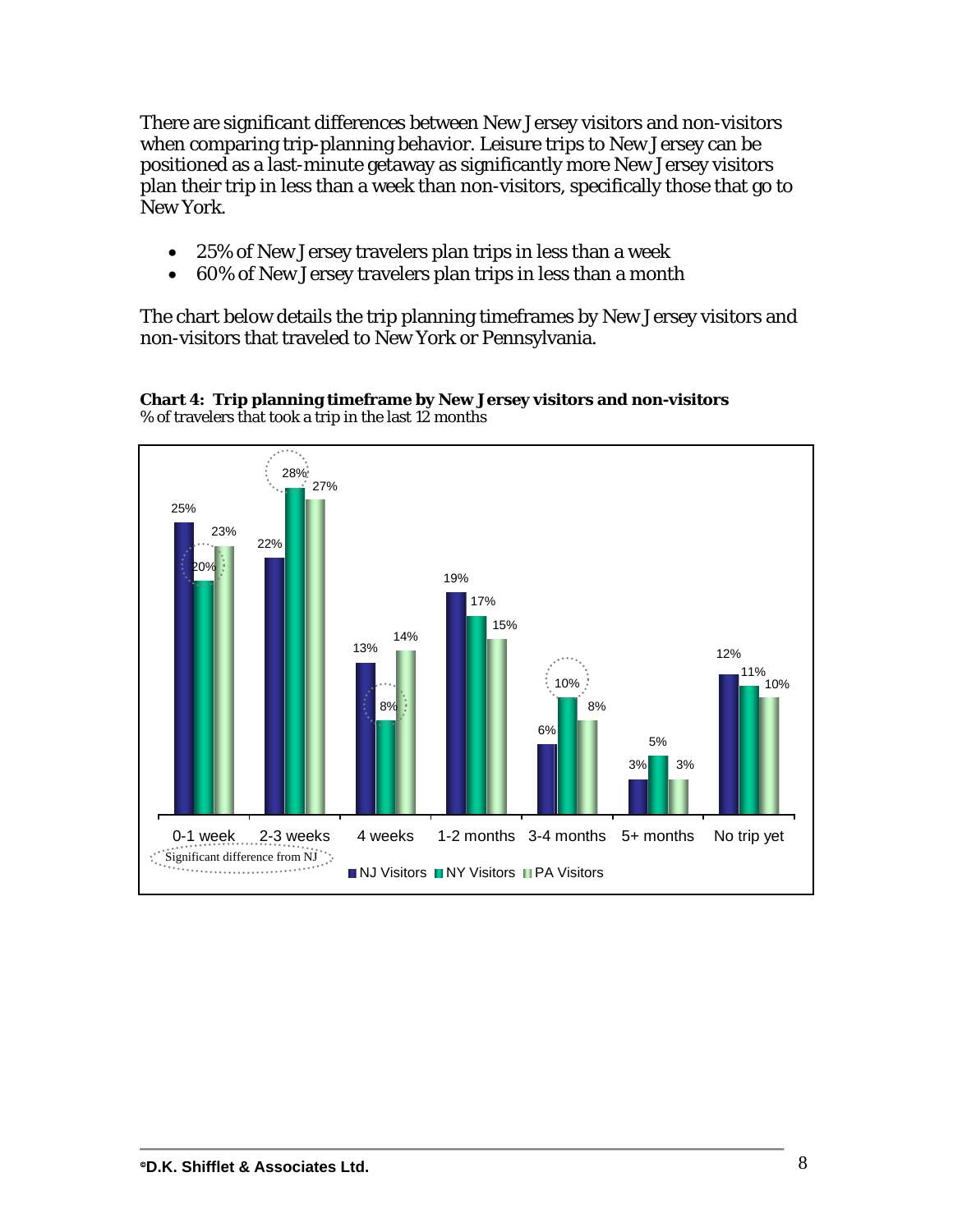There are significant differences between New Jersey visitors and non-visitors when comparing trip-planning behavior. Leisure trips to New Jersey can be positioned as a last-minute getaway as significantly more New Jersey visitors plan their trip in less than a week than non-visitors, specifically those that go to New York.

- 25% of New Jersey travelers plan trips in less than a week
- 60% of New Jersey travelers plan trips in less than a month

The chart below details the trip planning timeframes by New Jersey visitors and non-visitors that traveled to New York or Pennsylvania.

**Chart 4: Trip planning timeframe by New Jersey visitors and non-visitors**
% of travelers that took a trip in the last 12 months

| | NJ Visitors | NY Visitors | PA Visitors |
|---|---|---|---|
| 0-1 week | 25% | 20%* | 23% |
| 2-3 weeks | 22% | 28%* | 27% |
| 4 weeks | 13% | 8%* | 14% |
| 1-2 months | 19% | 17% | 15% |
| 3-4 months | 6% | 10%* | 8% |
| 5+ months | 3% | 5% | 3% |
| No trip yet | 12% | 11% | 10% |

*Significant difference from NJ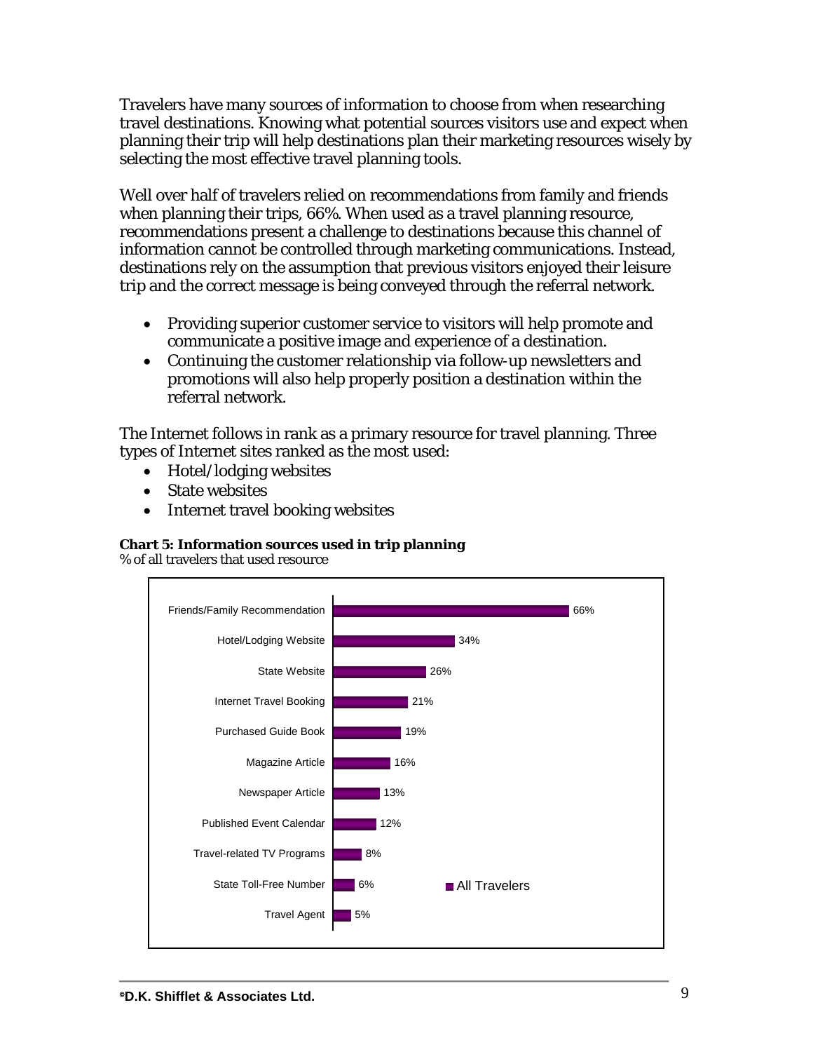Travelers have many sources of information to choose from when researching travel destinations. Knowing what potential sources visitors use and expect when planning their trip will help destinations plan their marketing resources wisely by selecting the most effective travel planning tools.

Well over half of travelers relied on recommendations from family and friends when planning their trips, 66%. When used as a travel planning resource, recommendations present a challenge to destinations because this channel of information cannot be controlled through marketing communications. Instead, destinations rely on the assumption that previous visitors enjoyed their leisure trip and the correct message is being conveyed through the referral network.

- Providing superior customer service to visitors will help promote and communicate a positive image and experience of a destination.
- Continuing the customer relationship via follow-up newsletters and promotions will also help properly position a destination within the referral network.

The Internet follows in rank as a primary resource for travel planning. Three types of Internet sites ranked as the most used:

- Hotel/lodging websites
- State websites
- Internet travel booking websites

**Chart 5: Information sources used in trip planning**
% of all travelers that used resource

| Information Source | All Travelers |
|---|---|
| Friends/Family Recommendation | 66% |
| Hotel/Lodging Website | 34% |
| State Website | 26% |
| Internet Travel Booking | 21% |
| Purchased Guide Book | 19% |
| Magazine Article | 16% |
| Newspaper Article | 13% |
| Published Event Calendar | 12% |
| Travel-related TV Programs | 8% |
| State Toll-Free Number | 6% |
| Travel Agent | 5% |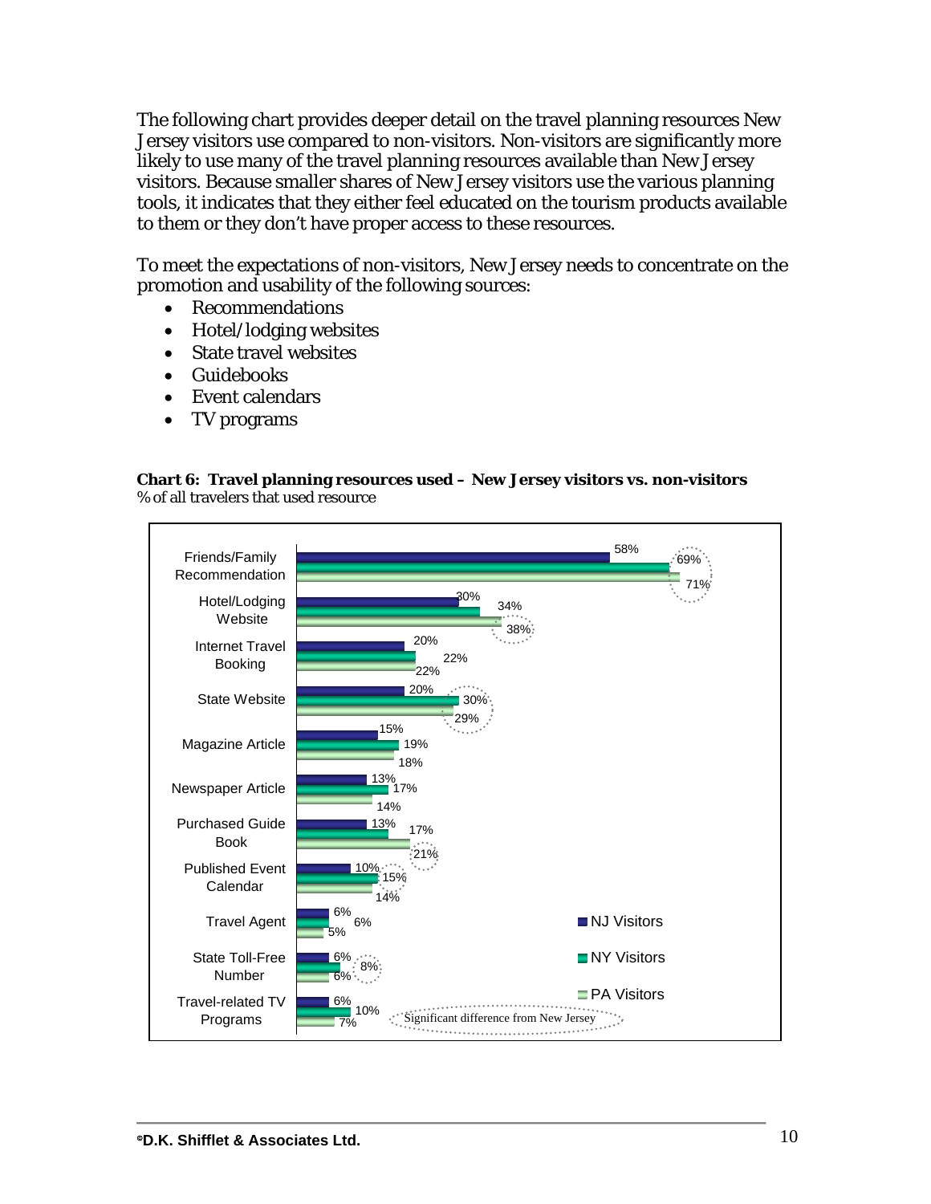The following chart provides deeper detail on the travel planning resources New Jersey visitors use compared to non-visitors. Non-visitors are significantly more likely to use many of the travel planning resources available than New Jersey visitors. Because smaller shares of New Jersey visitors use the various planning tools, it indicates that they either feel educated on the tourism products available to them or they don't have proper access to these resources.

To meet the expectations of non-visitors, New Jersey needs to concentrate on the promotion and usability of the following sources:

- Recommendations
- Hotel/lodging websites
- State travel websites
- Guidebooks
- Event calendars
- TV programs

**Chart 6: Travel planning resources used – New Jersey visitors vs. non-visitors**
% of all travelers that used resource

| Resource | NJ Visitors | NY Visitors | PA Visitors |
|---|---|---|---|
| Friends/Family Recommendation | 58% | 69%* | 71%* |
| Hotel/Lodging Website | 30% | 34% | 38%* |
| Internet Travel Booking | 20% | 22% | 22% |
| State Website | 20% | 30%* | 29%* |
| Magazine Article | 15% | 19% | 18% |
| Newspaper Article | 13% | 17% | 14% |
| Purchased Guide Book | 13% | 17% | 21%* |
| Published Event Calendar | 10% | 15%* | 14% |
| Travel Agent | 6% | 6% | 5% |
| State Toll-Free Number | 6% | 8%* | 6% |
| Travel-related TV Programs | 6% | 10% | 7% |

\* Significant difference from New Jersey

©D.K. Shifflet & Associates Ltd.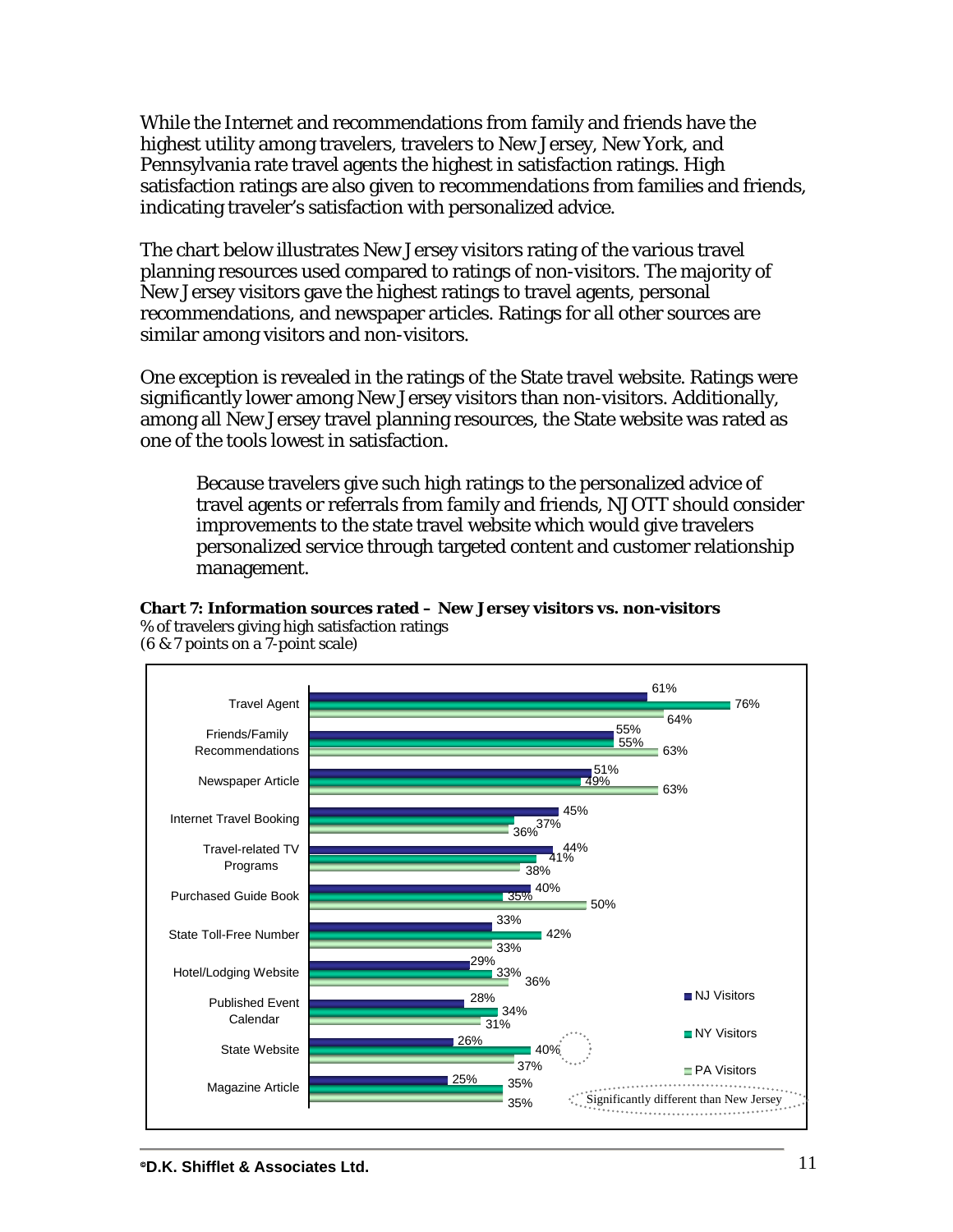While the Internet and recommendations from family and friends have the highest utility among travelers, travelers to New Jersey, New York, and Pennsylvania rate travel agents the highest in satisfaction ratings. High satisfaction ratings are also given to recommendations from families and friends, indicating traveler's satisfaction with personalized advice.

The chart below illustrates New Jersey visitors rating of the various travel planning resources used compared to ratings of non-visitors. The majority of New Jersey visitors gave the highest ratings to travel agents, personal recommendations, and newspaper articles. Ratings for all other sources are similar among visitors and non-visitors.

One exception is revealed in the ratings of the State travel website. Ratings were significantly lower among New Jersey visitors than non-visitors. Additionally, among all New Jersey travel planning resources, the State website was rated as one of the tools lowest in satisfaction.

> Because travelers give such high ratings to the personalized advice of travel agents or referrals from family and friends, NJOTT should consider improvements to the state travel website which would give travelers personalized service through targeted content and customer relationship management.

**Chart 7: Information sources rated – New Jersey visitors vs. non-visitors**
% of travelers giving high satisfaction ratings
(6 & 7 points on a 7-point scale)

| Information Source | NJ Visitors | NY Visitors | PA Visitors |
|---|---|---|---|
| Travel Agent | 61% | 76% | 64% |
| Friends/Family Recommendations | 55% | 55% | 63% |
| Newspaper Article | 51% | 49% | 63% |
| Internet Travel Booking | 45% | 37% | 36% |
| Travel-related TV Programs | 44% | 41% | 38% |
| Purchased Guide Book | 40% | 35% | 50% |
| State Toll-Free Number | 33% | 42% | 33% |
| Hotel/Lodging Website | 29% | 33% | 36% |
| Published Event Calendar | 28% | 34% | 31% |
| State Website | 26% | 40%* | 37% |
| Magazine Article | 25% | 35% | 35% |

*Significantly different than New Jersey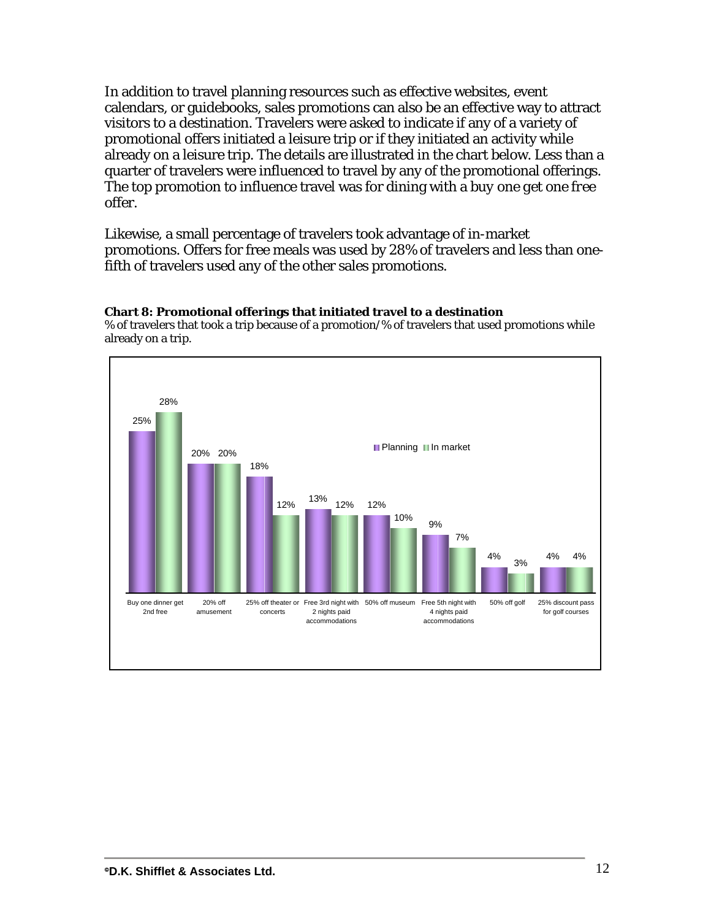In addition to travel planning resources such as effective websites, event calendars, or guidebooks, sales promotions can also be an effective way to attract visitors to a destination. Travelers were asked to indicate if any of a variety of promotional offers initiated a leisure trip or if they initiated an activity while already on a leisure trip. The details are illustrated in the chart below. Less than a quarter of travelers were influenced to travel by any of the promotional offerings. The top promotion to influence travel was for dining with a *buy one get one free* offer.

Likewise, a small percentage of travelers took advantage of in-market promotions. Offers for free meals was used by 28% of travelers and less than one-fifth of travelers used any of the other sales promotions.

**Chart 8: Promotional offerings that initiated travel to a destination**
% of travelers that took a trip because of a promotion/% of travelers that used promotions while already on a trip.

| Promotion | Planning | In market |
|---|---|---|
| Buy one dinner get 2nd free | 25% | 28% |
| 20% off amusement | 20% | 20% |
| 25% off theater or concerts | 18% | 12% |
| Free 3rd night with 2 nights paid accommodations | 13% | 12% |
| 50% off museum | 12% | 10% |
| Free 5th night with 4 nights paid accommodations | 9% | 7% |
| 50% off golf | 4% | 3% |
| 25% discount pass for golf courses | 4% | 4% |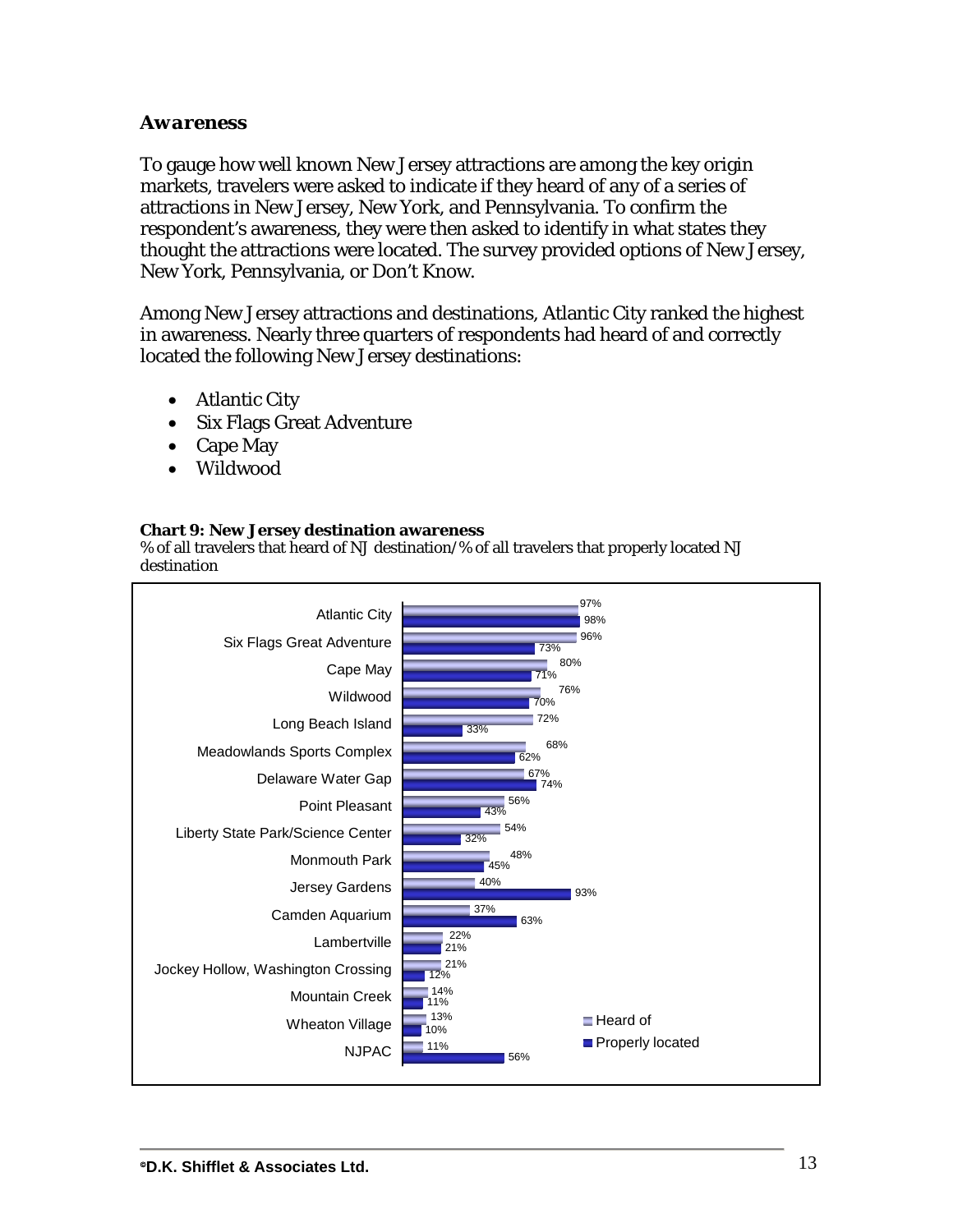### *Awareness*

To gauge how well known New Jersey attractions are among the key origin markets, travelers were asked to indicate if they heard of any of a series of attractions in New Jersey, New York, and Pennsylvania. To confirm the respondent's awareness, they were then asked to identify in what states they thought the attractions were located. The survey provided options of New Jersey, New York, Pennsylvania, or Don't Know.

Among New Jersey attractions and destinations, Atlantic City ranked the highest in awareness. Nearly three quarters of respondents had heard of and correctly located the following New Jersey destinations:

- Atlantic City
- Six Flags Great Adventure
- Cape May
- Wildwood

**Chart 9: New Jersey destination awareness**
% of all travelers that heard of NJ destination/% of all travelers that properly located NJ destination

| Destination | Heard of | Properly located |
|---|---|---|
| Atlantic City | 97% | 98% |
| Six Flags Great Adventure | 96% | 73% |
| Cape May | 80% | 71% |
| Wildwood | 76% | 70% |
| Long Beach Island | 72% | 33% |
| Meadowlands Sports Complex | 68% | 62% |
| Delaware Water Gap | 67% | 74% |
| Point Pleasant | 56% | 43% |
| Liberty State Park/Science Center | 54% | 32% |
| Monmouth Park | 48% | 45% |
| Jersey Gardens | 40% | 93% |
| Camden Aquarium | 37% | 63% |
| Lambertville | 22% | 21% |
| Jockey Hollow, Washington Crossing | 21% | 12% |
| Mountain Creek | 14% | 11% |
| Wheaton Village | 13% | 10% |
| NJPAC | 11% | 56% |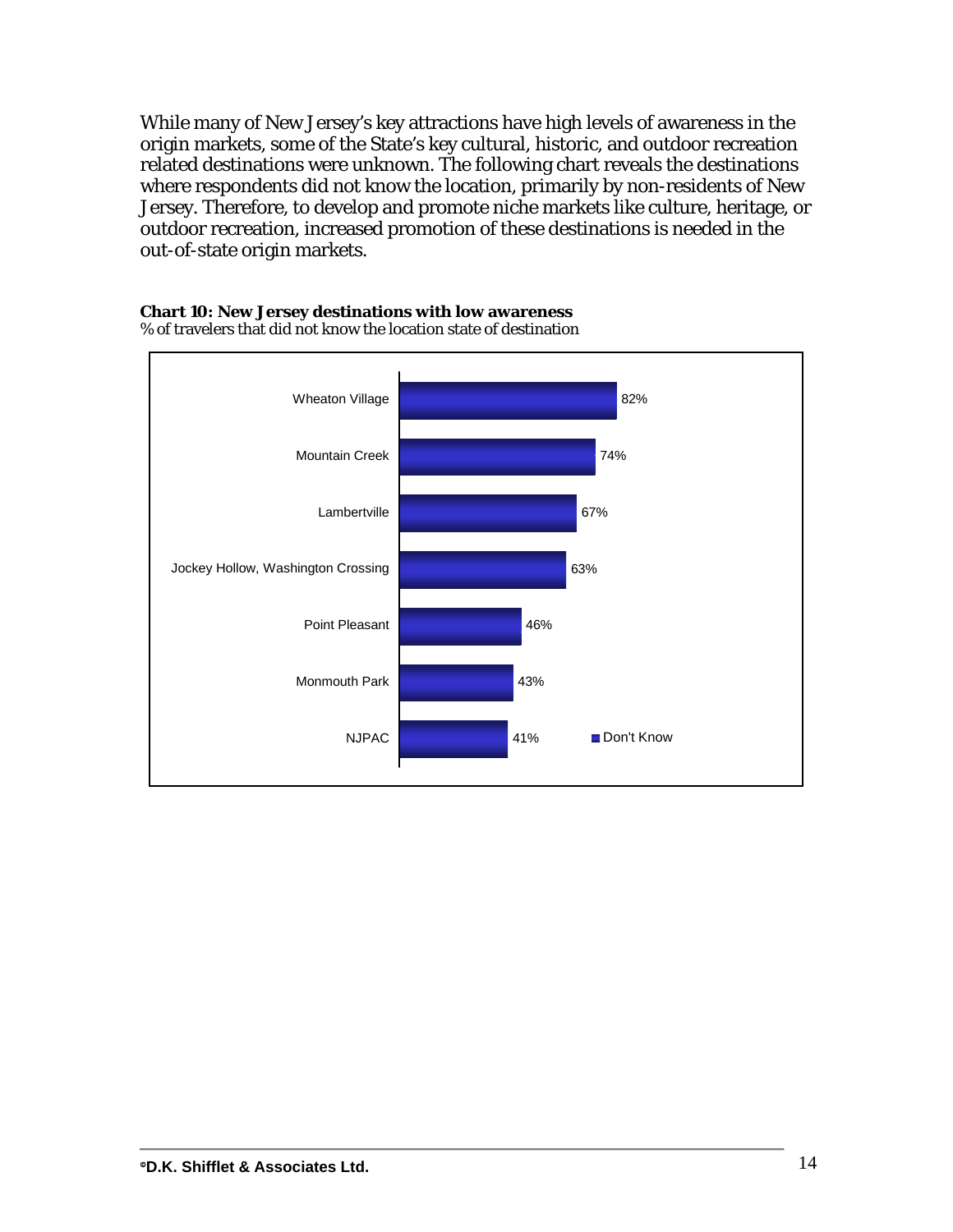While many of New Jersey's key attractions have high levels of awareness in the origin markets, some of the State's key cultural, historic, and outdoor recreation related destinations were unknown. The following chart reveals the destinations where respondents did not know the location, primarily by non-residents of New Jersey. Therefore, to develop and promote niche markets like culture, heritage, or outdoor recreation, increased promotion of these destinations is needed in the out-of-state origin markets.

**Chart 10: New Jersey destinations with low awareness**
% of travelers that did not know the location state of destination

| Destination | Don't Know |
|---|---|
| Wheaton Village | 82% |
| Mountain Creek | 74% |
| Lambertville | 67% |
| Jockey Hollow, Washington Crossing | 63% |
| Point Pleasant | 46% |
| Monmouth Park | 43% |
| NJPAC | 41% |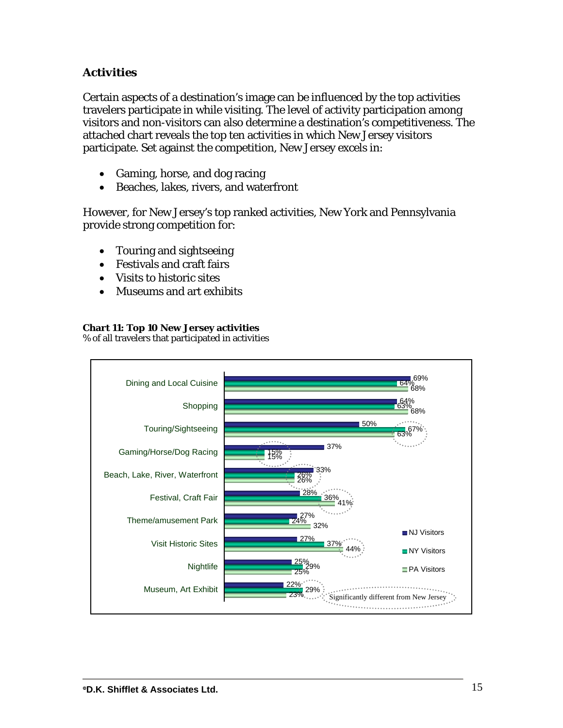## Activities

Certain aspects of a destination's image can be influenced by the top activities travelers participate in while visiting. The level of activity participation among visitors and non-visitors can also determine a destination's competitiveness. The attached chart reveals the top ten activities in which New Jersey visitors participate. Set against the competition, New Jersey excels in:

- Gaming, horse, and dog racing
- Beaches, lakes, rivers, and waterfront

However, for New Jersey's top ranked activities, New York and Pennsylvania provide strong competition for:

- Touring and sightseeing
- Festivals and craft fairs
- Visits to historic sites
- Museums and art exhibits

**Chart 11: Top 10 New Jersey activities**
% of all travelers that participated in activities

| Activity | NJ Visitors | NY Visitors | PA Visitors |
|---|---|---|---|
| Dining and Local Cuisine | 69% | 64% | 68% |
| Shopping | 64% | 63% | 68% |
| Touring/Sightseeing | 50% | 67%* | 63%* |
| Gaming/Horse/Dog Racing | 37% | 15%* | 15%* |
| Beach, Lake, River, Waterfront | 33% | 26%* | 26%* |
| Festival, Craft Fair | 28% | 36%* | 41%* |
| Theme/amusement Park | 27% | 24% | 32% |
| Visit Historic Sites | 27% | 37%* | 44%* |
| Nightlife | 25% | 29% | 25% |
| Museum, Art Exhibit | 22% | 29%* | 23% |

* Significantly different from New Jersey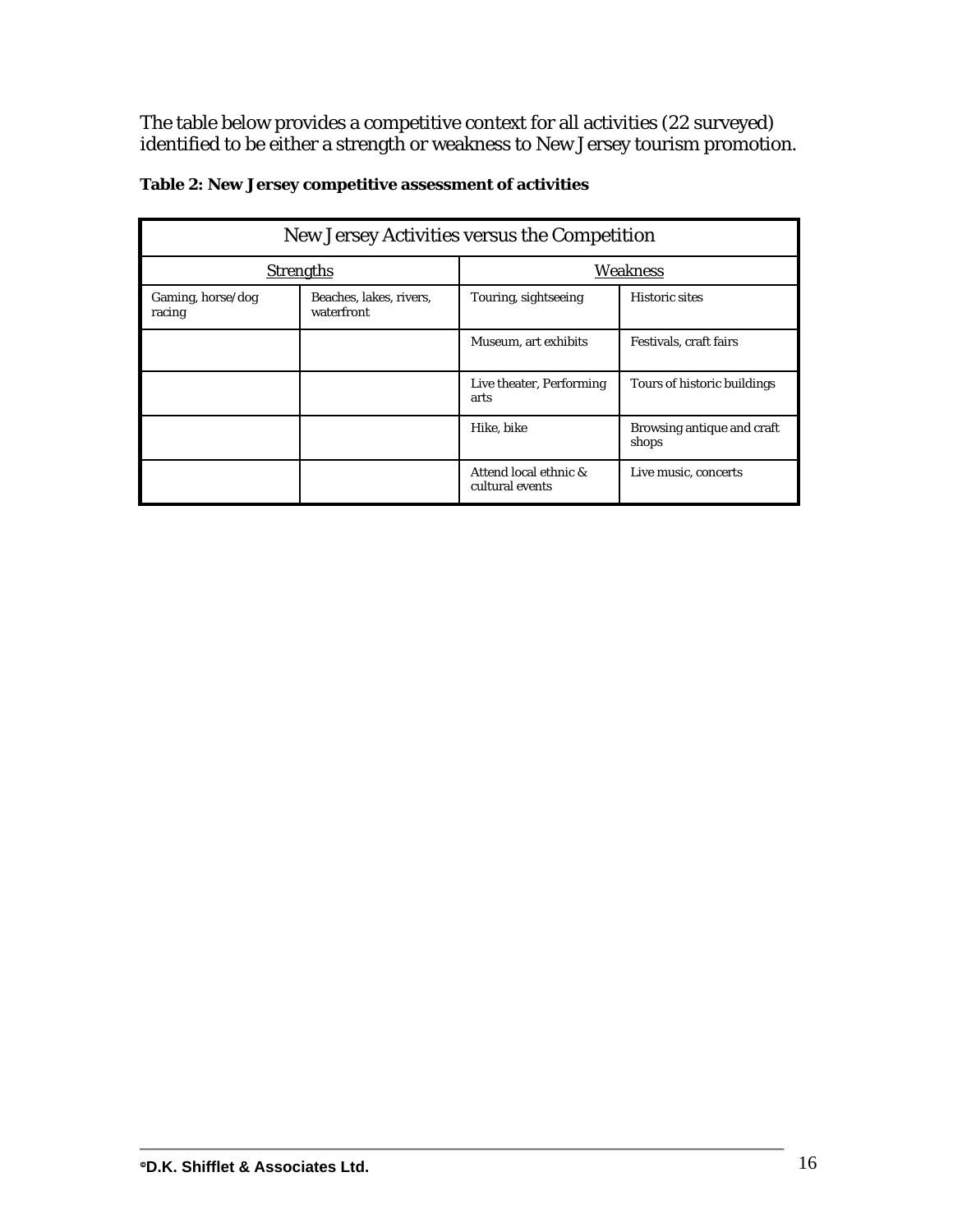The table below provides a competitive context for all activities (22 surveyed) identified to be either a strength or weakness to New Jersey tourism promotion.

**Table 2: New Jersey competitive assessment of activities**

| New Jersey Activities versus the Competition | | | |
|---|---|---|---|
| Strengths | | Weakness | |
| Gaming, horse/dog racing | Beaches, lakes, rivers, waterfront | Touring, sightseeing | Historic sites |
| | | Museum, art exhibits | Festivals, craft fairs |
| | | Live theater, Performing arts | Tours of historic buildings |
| | | Hike, bike | Browsing antique and craft shops |
| | | Attend local ethnic & cultural events | Live music, concerts |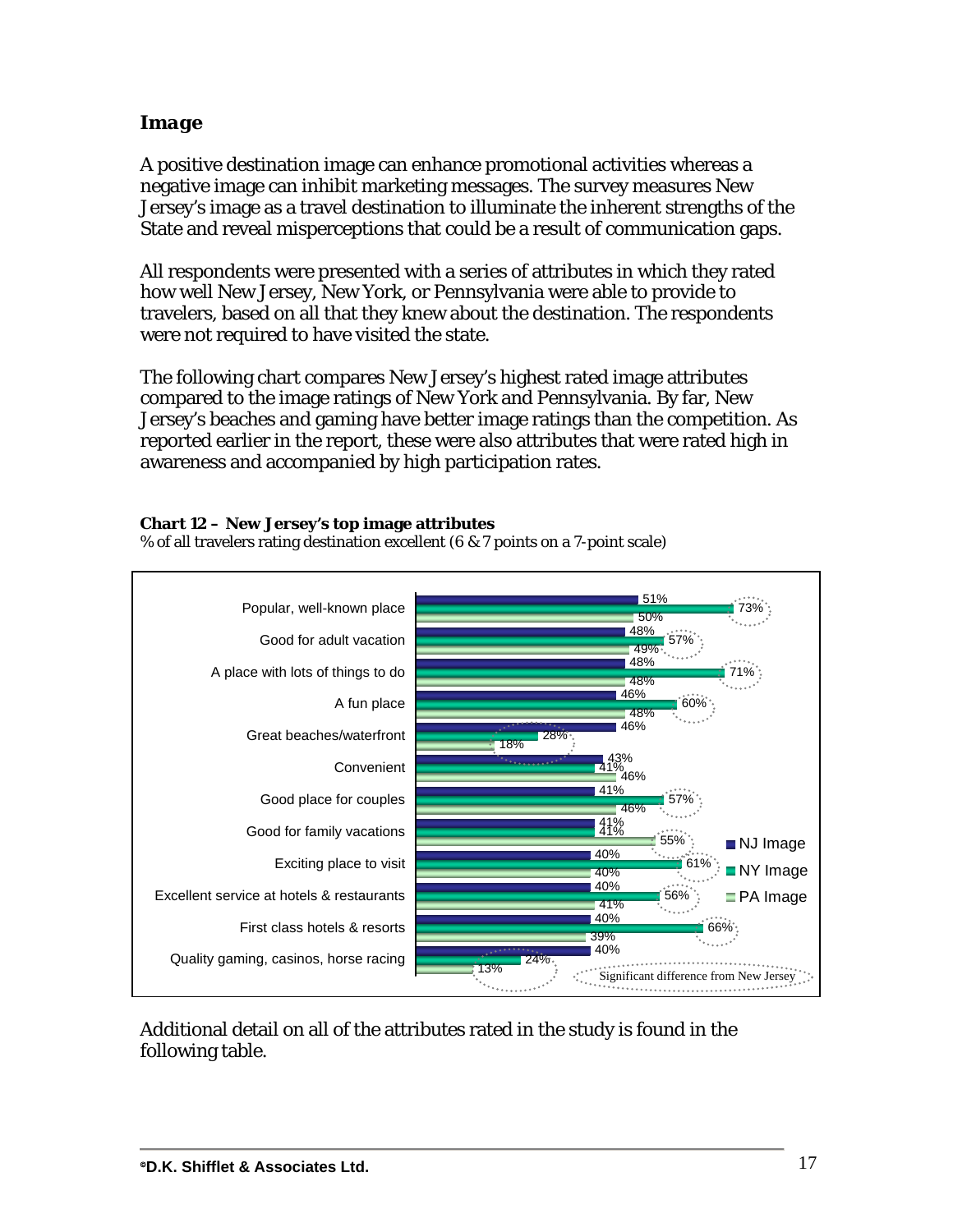### *Image*

A positive destination image can enhance promotional activities whereas a negative image can inhibit marketing messages. The survey measures New Jersey's image as a travel destination to illuminate the inherent strengths of the State and reveal misperceptions that could be a result of communication gaps.

All respondents were presented with a series of attributes in which they rated how well New Jersey, New York, or Pennsylvania were able to provide to travelers, based on all that they knew about the destination. The respondents were not required to have visited the state.

The following chart compares New Jersey's highest rated image attributes compared to the image ratings of New York and Pennsylvania. By far, New Jersey's beaches and gaming have better image ratings than the competition. As reported earlier in the report, these were also attributes that were rated high in awareness and accompanied by high participation rates.

**Chart 12 – New Jersey's top image attributes**

% of all travelers rating destination excellent (6 & 7 points on a 7-point scale)

| Attribute | NJ Image | NY Image | PA Image |
|---|---|---|---|
| Popular, well-known place | 51% | 73%* | 50% |
| Good for adult vacation | 48% | 57%* | 49% |
| A place with lots of things to do | 48% | 71%* | 48% |
| A fun place | 46% | 60%* | 48% |
| Great beaches/waterfront | 46% | 28%* | 18%* |
| Convenient | 43% | 41% | 46% |
| Good place for couples | 41% | 57%* | 46% |
| Good for family vacations | 41% | 41% | 55%* |
| Exciting place to visit | 40% | 61%* | 40% |
| Excellent service at hotels & restaurants | 40% | 56%* | 41% |
| First class hotels & resorts | 40% | 66%* | 39% |
| Quality gaming, casinos, horse racing | 40% | 24%* | 13%* |

\* Significant difference from New Jersey

Additional detail on all of the attributes rated in the study is found in the following table.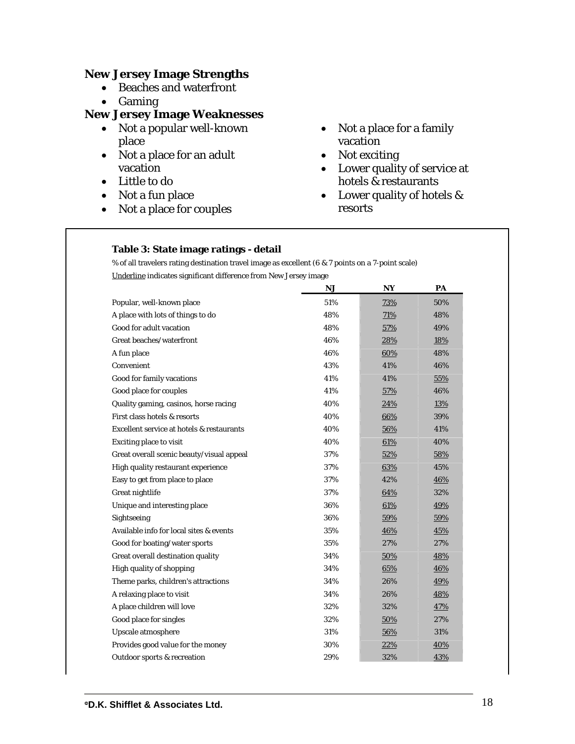### New Jersey Image Strengths

- Beaches and waterfront
- Gaming

### New Jersey Image Weaknesses

- Not a popular well-known place
- Not a place for an adult vacation
- Little to do
- Not a fun place
- Not a place for couples
- Not a place for a family vacation
- Not exciting
- Lower quality of service at hotels & restaurants
- Lower quality of hotels & resorts

**Table 3: State image ratings - detail**

% of all travelers rating destination travel image as excellent (6 & 7 points on a 7-point scale)

Underline indicates significant difference from New Jersey image

| | NJ | NY | PA |
|---|---|---|---|
| Popular, well-known place | 51% | <u>73%</u> | 50% |
| A place with lots of things to do | 48% | <u>71%</u> | 48% |
| Good for adult vacation | 48% | <u>57%</u> | 49% |
| Great beaches/waterfront | 46% | <u>28%</u> | <u>18%</u> |
| A fun place | 46% | <u>60%</u> | 48% |
| Convenient | 43% | 41% | 46% |
| Good for family vacations | 41% | 41% | <u>55%</u> |
| Good place for couples | 41% | <u>57%</u> | 46% |
| Quality gaming, casinos, horse racing | 40% | <u>24%</u> | <u>13%</u> |
| First class hotels & resorts | 40% | <u>66%</u> | 39% |
| Excellent service at hotels & restaurants | 40% | <u>56%</u> | 41% |
| Exciting place to visit | 40% | <u>61%</u> | 40% |
| Great overall scenic beauty/visual appeal | 37% | <u>52%</u> | <u>58%</u> |
| High quality restaurant experience | 37% | <u>63%</u> | 45% |
| Easy to get from place to place | 37% | 42% | <u>46%</u> |
| Great nightlife | 37% | <u>64%</u> | 32% |
| Unique and interesting place | 36% | <u>61%</u> | <u>49%</u> |
| Sightseeing | 36% | <u>59%</u> | <u>59%</u> |
| Available info for local sites & events | 35% | <u>46%</u> | <u>45%</u> |
| Good for boating/water sports | 35% | 27% | 27% |
| Great overall destination quality | 34% | <u>50%</u> | <u>48%</u> |
| High quality of shopping | 34% | <u>65%</u> | <u>46%</u> |
| Theme parks, children's attractions | 34% | 26% | <u>49%</u> |
| A relaxing place to visit | 34% | 26% | <u>48%</u> |
| A place children will love | 32% | 32% | <u>47%</u> |
| Good place for singles | 32% | <u>50%</u> | 27% |
| Upscale atmosphere | 31% | <u>56%</u> | 31% |
| Provides good value for the money | 30% | <u>22%</u> | <u>40%</u> |
| Outdoor sports & recreation | 29% | 32% | <u>43%</u> |

©D.K. Shifflet & Associates Ltd.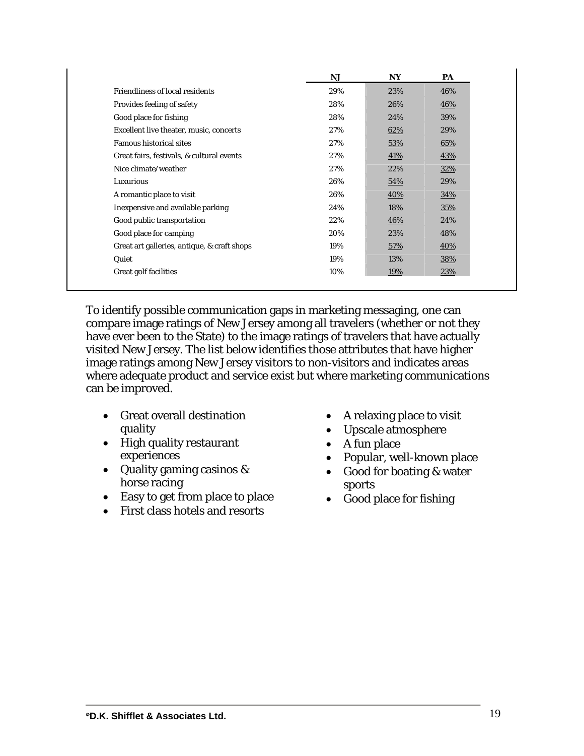| | NJ | NY | PA |
|---|---|---|---|
| Friendliness of local residents | 29% | 23% | 46% |
| Provides feeling of safety | 28% | 26% | 46% |
| Good place for fishing | 28% | 24% | 39% |
| Excellent live theater, music, concerts | 27% | 62% | 29% |
| Famous historical sites | 27% | 53% | 65% |
| Great fairs, festivals, & cultural events | 27% | 41% | 43% |
| Nice climate/weather | 27% | 22% | 32% |
| Luxurious | 26% | 54% | 29% |
| A romantic place to visit | 26% | 40% | 34% |
| Inexpensive and available parking | 24% | 18% | 35% |
| Good public transportation | 22% | 46% | 24% |
| Good place for camping | 20% | 23% | 48% |
| Great art galleries, antique, & craft shops | 19% | 57% | 40% |
| Quiet | 19% | 13% | 38% |
| Great golf facilities | 10% | 19% | 23% |

To identify possible communication gaps in marketing messaging, one can compare image ratings of New Jersey among all travelers (whether or not they have ever been to the State) to the image ratings of travelers that have actually visited New Jersey. The list below identifies those attributes that have higher image ratings among New Jersey visitors to non-visitors and indicates areas where adequate product and service exist but where marketing communications can be improved.

- Great overall destination quality
- High quality restaurant experiences
- Quality gaming casinos & horse racing
- Easy to get from place to place
- First class hotels and resorts
- A relaxing place to visit
- Upscale atmosphere
- A fun place
- Popular, well-known place
- Good for boating & water sports
- Good place for fishing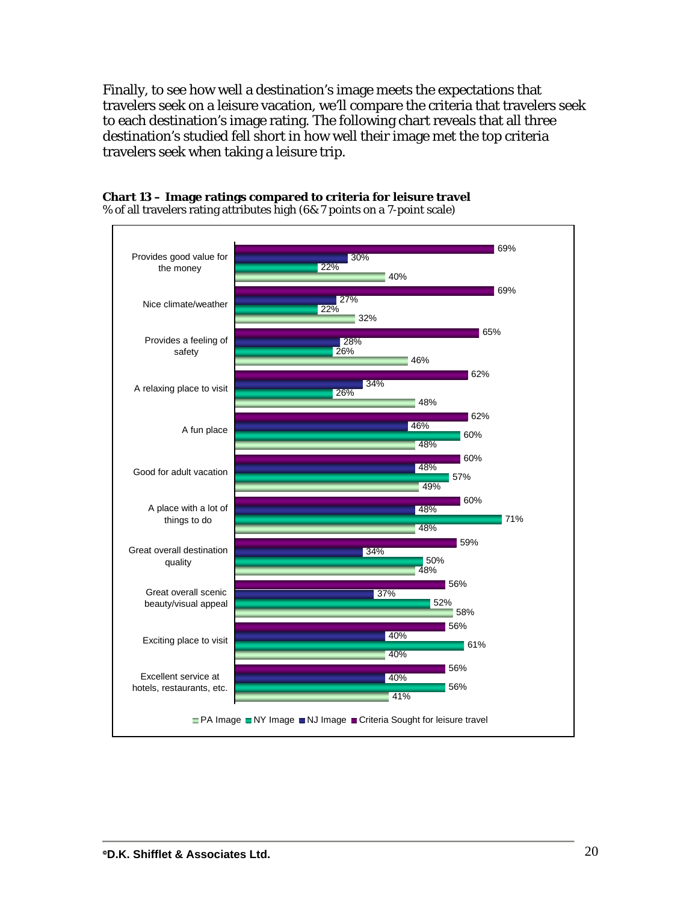Finally, to see how well a destination's image meets the expectations that travelers seek on a leisure vacation, we'll compare the criteria that travelers seek to each destination's image rating. The following chart reveals that all three destination's studied fell short in how well their image met the top criteria travelers seek when taking a leisure trip.

**Chart 13 – Image ratings compared to criteria for leisure travel**
% of all travelers rating attributes high (6& 7 points on a 7-point scale)

| Attribute | Criteria Sought for leisure travel | NJ Image | NY Image | PA Image |
|---|---|---|---|---|
| Provides good value for the money | 69% | 30% | 22% | 40% |
| Nice climate/weather | 69% | 27% | 22% | 32% |
| Provides a feeling of safety | 65% | 28% | 26% | 46% |
| A relaxing place to visit | 62% | 34% | 26% | 48% |
| A fun place | 62% | 46% | 60% | 48% |
| Good for adult vacation | 60% | 48% | 57% | 49% |
| A place with a lot of things to do | 60% | 48% | 71% | 48% |
| Great overall destination quality | 59% | 34% | 50% | 48% |
| Great overall scenic beauty/visual appeal | 56% | 37% | 52% | 58% |
| Exciting place to visit | 56% | 40% | 61% | 40% |
| Excellent service at hotels, restaurants, etc. | 56% | 40% | 56% | 41% |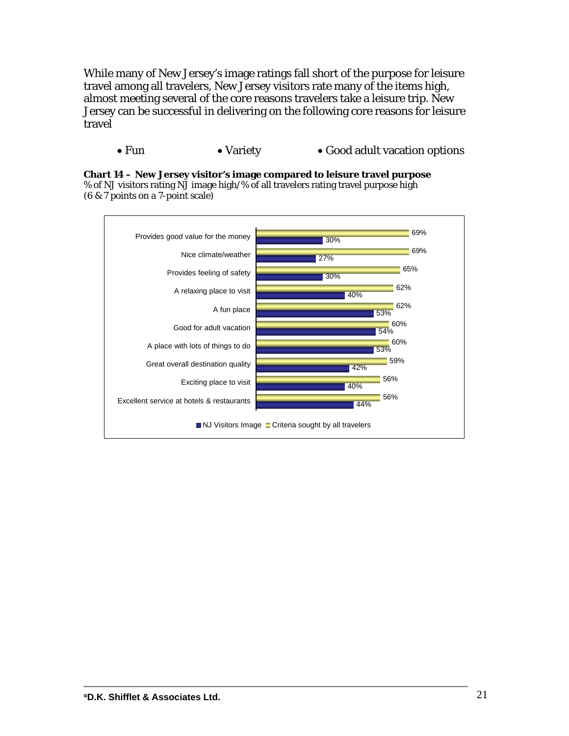While many of New Jersey's image ratings fall short of the purpose for leisure travel among all travelers, New Jersey visitors rate many of the items high, almost meeting several of the core reasons travelers take a leisure trip. New Jersey can be successful in delivering on the following core reasons for leisure travel

- Fun
- Variety
- Good adult vacation options

**Chart 14 – New Jersey visitor's image compared to leisure travel purpose**
% of NJ visitors rating NJ image high/% of all travelers rating travel purpose high (6 & 7 points on a 7-point scale)

| | NJ Visitors Image | Criteria sought by all travelers |
|---|---|---|
| Provides good value for the money | 30% | 69% |
| Nice climate/weather | 27% | 69% |
| Provides feeling of safety | 30% | 65% |
| A relaxing place to visit | 40% | 62% |
| A fun place | 53% | 62% |
| Good for adult vacation | 54% | 60% |
| A place with lots of things to do | 53% | 60% |
| Great overall destination quality | 42% | 59% |
| Exciting place to visit | 40% | 56% |
| Excellent service at hotels & restaurants | 44% | 56% |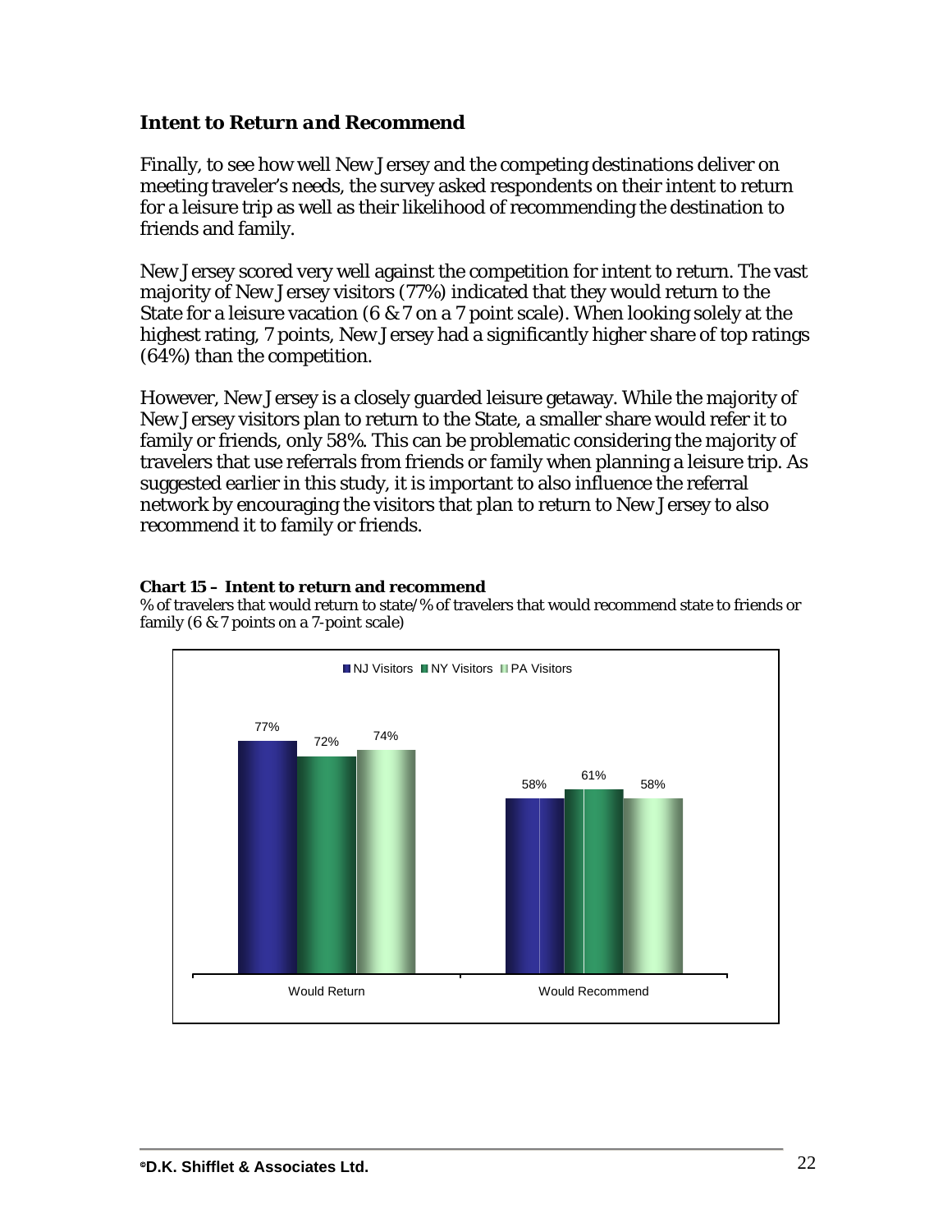### *Intent to Return and Recommend*

Finally, to see how well New Jersey and the competing destinations deliver on meeting traveler's needs, the survey asked respondents on their intent to return for a leisure trip as well as their likelihood of recommending the destination to friends and family.

New Jersey scored very well against the competition for intent to return. The vast majority of New Jersey visitors (77%) indicated that they would return to the State for a leisure vacation (6 & 7 on a 7 point scale). When looking solely at the highest rating, 7 points, New Jersey had a significantly higher share of top ratings (64%) than the competition.

However, New Jersey is a closely guarded leisure getaway. While the majority of New Jersey visitors plan to return to the State, a smaller share would refer it to family or friends, only 58%. This can be problematic considering the majority of travelers that use referrals from friends or family when planning a leisure trip. As suggested earlier in this study, it is important to also influence the referral network by encouraging the visitors that plan to return to New Jersey to also recommend it to family or friends.

**Chart 15 – Intent to return and recommend**

% of travelers that would return to state/% of travelers that would recommend state to friends or family (6 & 7 points on a 7-point scale)

| | NJ Visitors | NY Visitors | PA Visitors |
|---|---|---|---|
| Would Return | 77% | 72% | 74% |
| Would Recommend | 58% | 61% | 58% |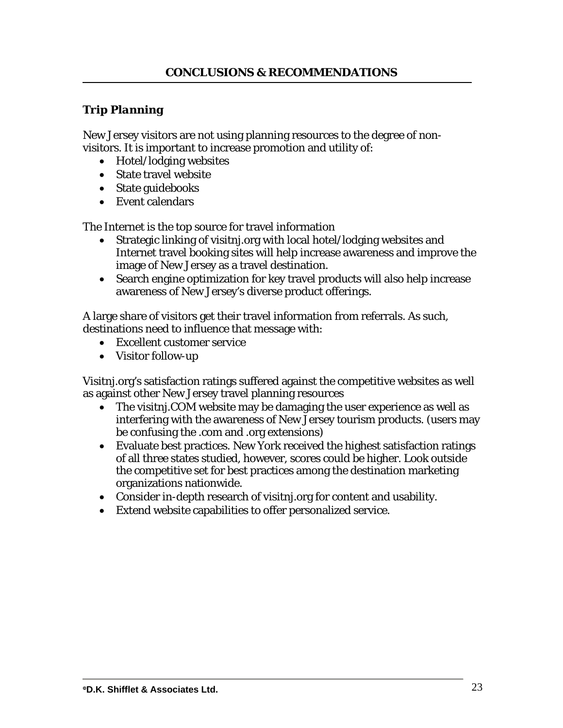## CONCLUSIONS & RECOMMENDATIONS

### *Trip Planning*

New Jersey visitors are not using planning resources to the degree of non-visitors. It is important to increase promotion and utility of:

- Hotel/lodging websites
- State travel website
- State guidebooks
- Event calendars

The Internet is the top source for travel information

- Strategic linking of visitnj.org with local hotel/lodging websites and Internet travel booking sites will help increase awareness and improve the image of New Jersey as a travel destination.
- Search engine optimization for key travel products will also help increase awareness of New Jersey's diverse product offerings.

A large share of visitors get their travel information from referrals. As such, destinations need to influence that message with:

- Excellent customer service
- Visitor follow-up

Visitnj.org's satisfaction ratings suffered against the competitive websites as well as against other New Jersey travel planning resources

- The visitnj.COM website may be damaging the user experience as well as interfering with the awareness of New Jersey tourism products. (users may be confusing the .com and .org extensions)
- Evaluate best practices. New York received the highest satisfaction ratings of all three states studied, however, scores could be higher. Look outside the competitive set for best practices among the destination marketing organizations nationwide.
- Consider in-depth research of visitnj.org for content and usability.
- Extend website capabilities to offer personalized service.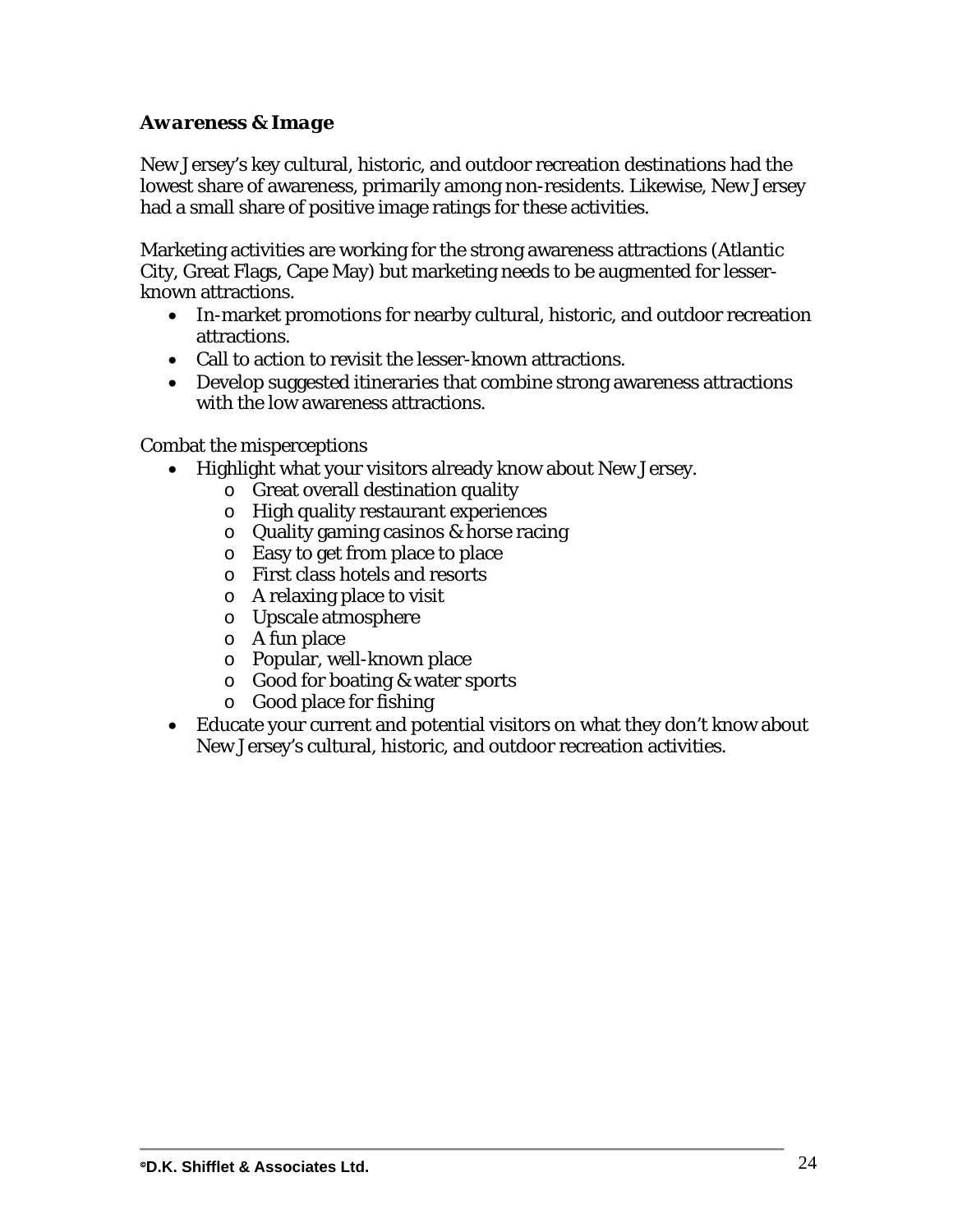### *Awareness & Image*

New Jersey's key cultural, historic, and outdoor recreation destinations had the lowest share of awareness, primarily among non-residents. Likewise, New Jersey had a small share of positive image ratings for these activities.

Marketing activities are working for the strong awareness attractions (Atlantic City, Great Flags, Cape May) but marketing needs to be augmented for lesser-known attractions.

- In-market promotions for nearby cultural, historic, and outdoor recreation attractions.
- Call to action to revisit the lesser-known attractions.
- Develop suggested itineraries that combine strong awareness attractions with the low awareness attractions.

Combat the misperceptions

- Highlight what your visitors already know about New Jersey.
  - Great overall destination quality
  - High quality restaurant experiences
  - Quality gaming casinos & horse racing
  - Easy to get from place to place
  - First class hotels and resorts
  - A relaxing place to visit
  - Upscale atmosphere
  - A fun place
  - Popular, well-known place
  - Good for boating & water sports
  - Good place for fishing
- Educate your current and potential visitors on what they don't know about New Jersey's cultural, historic, and outdoor recreation activities.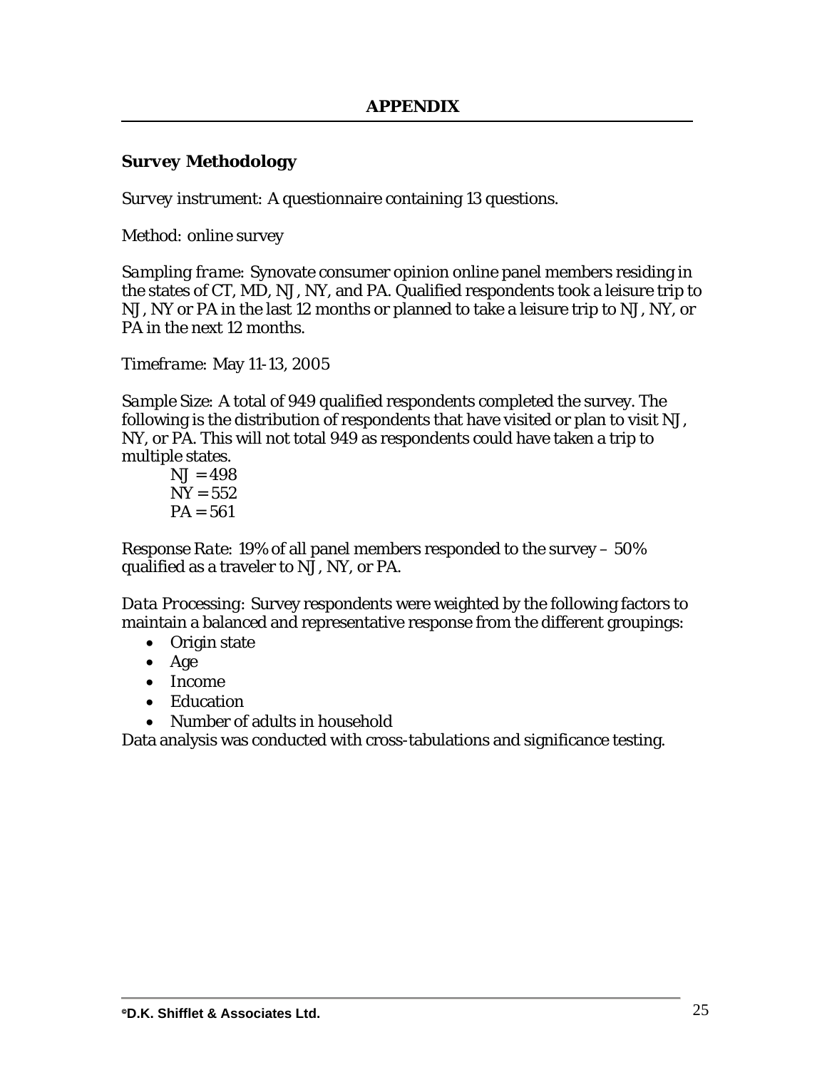# APPENDIX

## Survey Methodology

*Survey instrument*: A questionnaire containing 13 questions.

*Method*: online survey

*Sampling frame*: Synovate consumer opinion online panel members residing in the states of CT, MD, NJ, NY, and PA. Qualified respondents took a leisure trip to NJ, NY or PA in the last 12 months or planned to take a leisure trip to NJ, NY, or PA in the next 12 months.

*Timeframe*: May 11-13, 2005

*Sample Size*: A total of 949 qualified respondents completed the survey. The following is the distribution of respondents that have visited or plan to visit NJ, NY, or PA. This will not total 949 as respondents could have taken a trip to multiple states.

NJ = 498
NY = 552
PA = 561

*Response Rate*: 19% of all panel members responded to the survey – 50% qualified as a traveler to NJ, NY, or PA.

*Data Processing*: Survey respondents were weighted by the following factors to maintain a balanced and representative response from the different groupings:

- Origin state
- Age
- Income
- Education
- Number of adults in household

Data analysis was conducted with cross-tabulations and significance testing.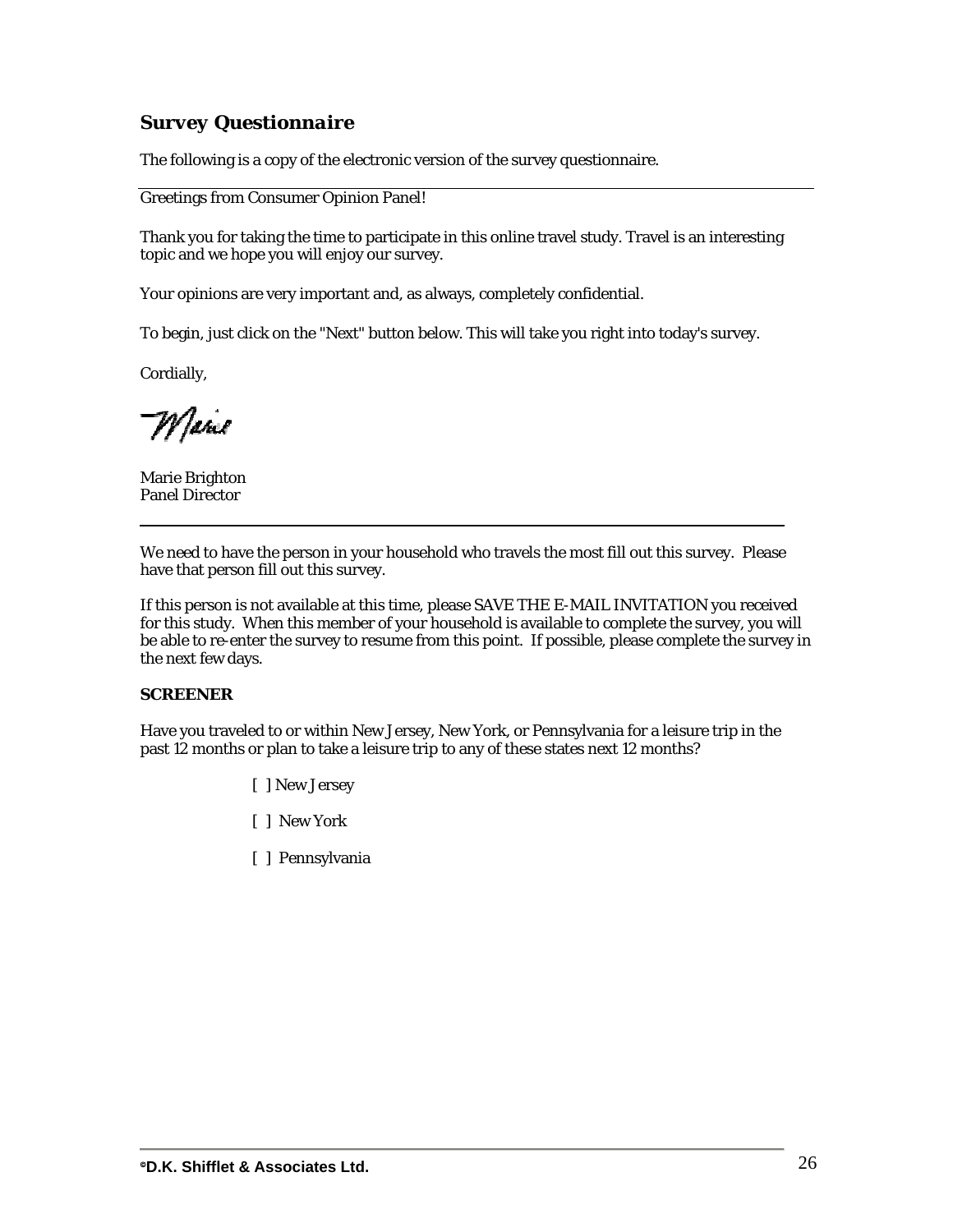## *Survey Questionnaire*

The following is a copy of the electronic version of the survey questionnaire.

---

Greetings from Consumer Opinion Panel!

Thank you for taking the time to participate in this online travel study. Travel is an interesting topic and we hope you will enjoy our survey.

Your opinions are very important and, as always, completely confidential.

To begin, just click on the "Next" button below. This will take you right into today's survey.

Cordially,

Marie

Marie Brighton
Panel Director

---

We need to have the person in your household who travels the most fill out this survey. Please have that person fill out this survey.

If this person is not available at this time, please SAVE THE E-MAIL INVITATION you received for this study. When this member of your household is available to complete the survey, you will be able to re-enter the survey to resume from this point. If possible, please complete the survey in the next few days.

**SCREENER**

Have you traveled to or within New Jersey, New York, or Pennsylvania for a leisure trip in the past 12 months or plan to take a leisure trip to any of these states next 12 months?

[ ] New Jersey

[ ] New York

[ ] Pennsylvania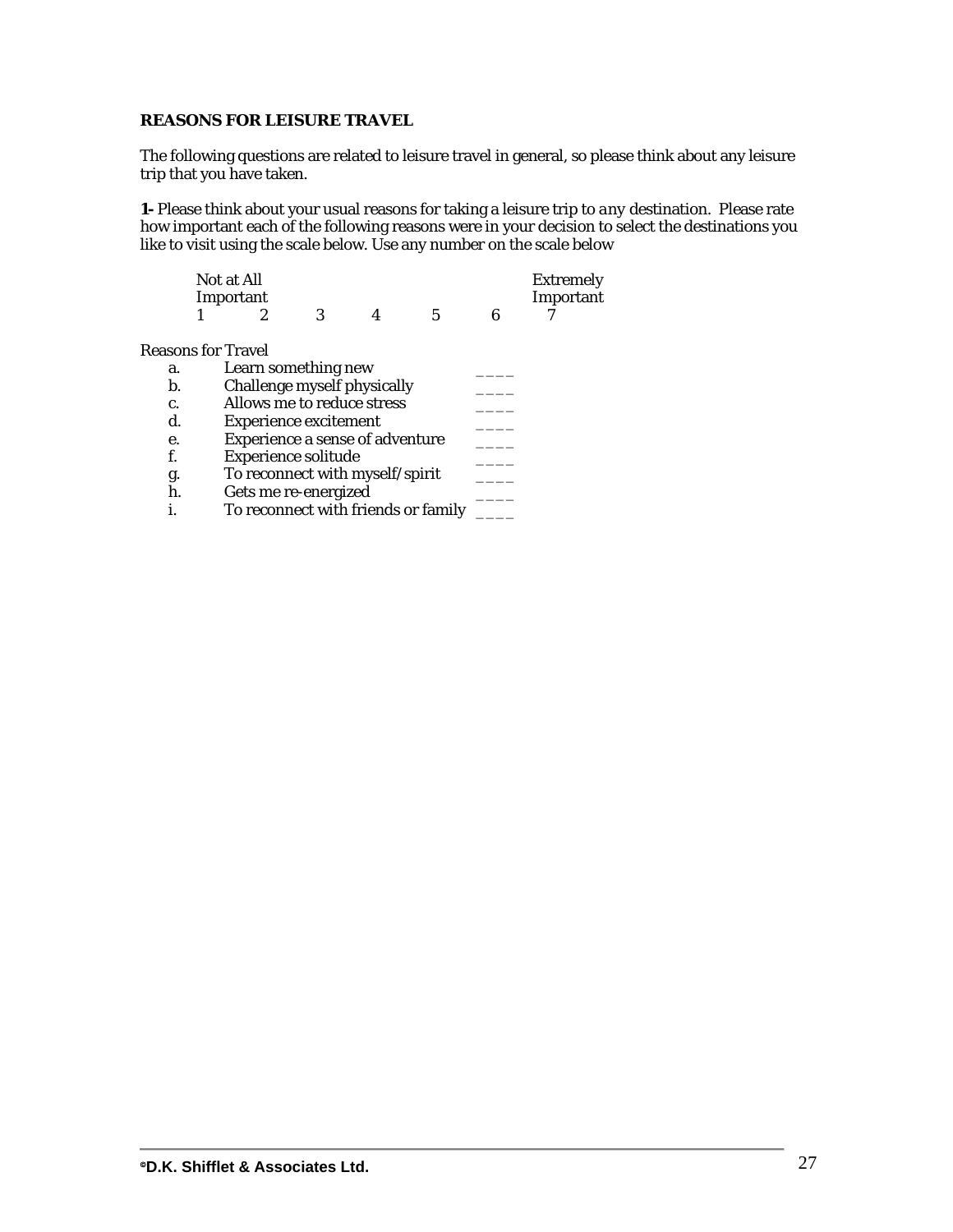**REASONS FOR LEISURE TRAVEL**

The following questions are related to leisure travel in general, so please think about any leisure trip that you have taken.

**1-** Please think about your usual reasons for taking a leisure trip to *any* destination. Please rate how important each of the following reasons were in your decision to select the destinations you like to visit using the scale below. Use any number on the scale below

| Not at All Important | | | | | | Extremely Important |
|---|---|---|---|---|---|---|
| 1 | 2 | 3 | 4 | 5 | 6 | 7 |

Reasons for Travel

| | | |
|---|---|---|
| a. | Learn something new | ____ |
| b. | Challenge myself physically | ____ |
| c. | Allows me to reduce stress | ____ |
| d. | Experience excitement | ____ |
| e. | Experience a sense of adventure | ____ |
| f. | Experience solitude | ____ |
| g. | To reconnect with myself/spirit | ____ |
| h. | Gets me re-energized | ____ |
| i. | To reconnect with friends or family | ____ |

**©D.K. Shifflet & Associates Ltd.**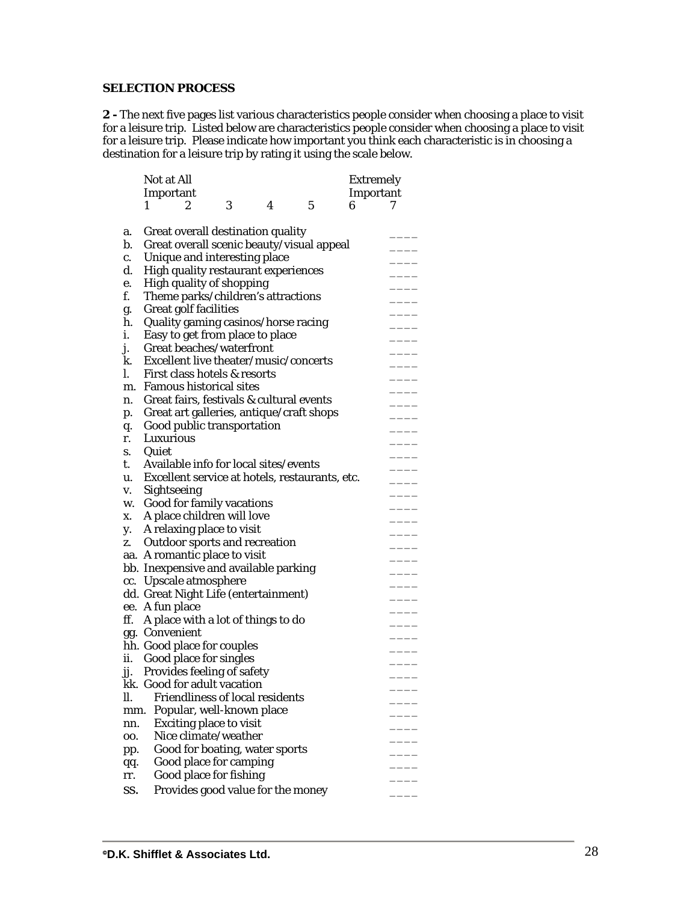**SELECTION PROCESS**

**2 -** The next five pages list various characteristics people consider when choosing a place to visit for a leisure trip. Listed below are characteristics people consider when choosing a place to visit for a leisure trip. Please indicate how important you think each characteristic is in choosing a destination for a leisure trip by rating it using the scale below.

| Not at All Important | | | | | Extremely Important | |
|---|---|---|---|---|---|---|
| 1 | 2 | 3 | 4 | 5 | 6 | 7 |

a. Great overall destination quality ____
b. Great overall scenic beauty/visual appeal ____
c. Unique and interesting place ____
d. High quality restaurant experiences ____
e. High quality of shopping ____
f. Theme parks/children's attractions ____
g. Great golf facilities ____
h. Quality gaming casinos/horse racing ____
i. Easy to get from place to place ____
j. Great beaches/waterfront ____
k. Excellent live theater/music/concerts ____
l. First class hotels & resorts ____
m. Famous historical sites ____
n. Great fairs, festivals & cultural events ____
p. Great art galleries, antique/craft shops ____
q. Good public transportation ____
r. Luxurious ____
s. Quiet ____
t. Available info for local sites/events ____
u. Excellent service at hotels, restaurants, etc. ____
v. Sightseeing ____
w. Good for family vacations ____
x. A place children will love ____
y. A relaxing place to visit ____
z. Outdoor sports and recreation ____
aa. A romantic place to visit ____
bb. Inexpensive and available parking ____
cc. Upscale atmosphere ____
dd. Great Night Life (entertainment) ____
ee. A fun place ____
ff. A place with a lot of things to do ____
gg. Convenient ____
hh. Good place for couples ____
ii. Good place for singles ____
jj. Provides feeling of safety ____
kk. Good for adult vacation ____
ll. Friendliness of local residents ____
mm. Popular, well-known place ____
nn. Exciting place to visit ____
oo. Nice climate/weather ____
pp. Good for boating, water sports ____
qq. Good place for camping ____
rr. Good place for fishing ____
ss. Provides good value for the money ____

©D.K. Shifflet & Associates Ltd.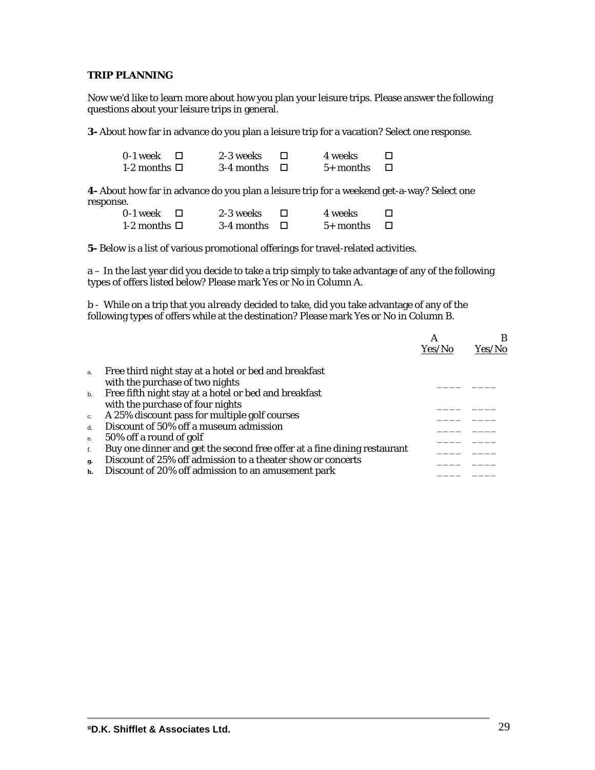**TRIP PLANNING**

Now we'd like to learn more about how you plan your leisure trips. Please answer the following questions about your leisure trips in general.

**3-** About how far in advance do you plan a leisure trip for a vacation? Select one response.

| | | |
|---|---|---|
| 0-1 week ☐ | 2-3 weeks ☐ | 4 weeks ☐ |
| 1-2 months ☐ | 3-4 months ☐ | 5+ months ☐ |

**4-** About how far in advance do you plan a leisure trip for a weekend get-a-way? Select one response.

| | | |
|---|---|---|
| 0-1 week ☐ | 2-3 weeks ☐ | 4 weeks ☐ |
| 1-2 months ☐ | 3-4 months ☐ | 5+ months ☐ |

**5-** Below is a list of various promotional offerings for travel-related activities.

a – In the last year did you decide to take a trip simply to take advantage of any of the following types of offers listed below? Please mark Yes or No in Column A.

b - While on a trip that you *already* decided to take, did you take advantage of any of the following types of offers while at the destination? Please mark Yes or No in Column B.

| | | A Yes/No | B Yes/No |
|---|---|---|---|
| a. | Free third night stay at a hotel or bed and breakfast with the purchase of two nights | ____ | ____ |
| b. | Free fifth night stay at a hotel or bed and breakfast with the purchase of four nights | ____ | ____ |
| c. | A 25% discount pass for multiple golf courses | ____ | ____ |
| d. | Discount of 50% off a museum admission | ____ | ____ |
| e. | 50% off a round of golf | ____ | ____ |
| f. | Buy one dinner and get the second free offer at a fine dining restaurant | ____ | ____ |
| g. | Discount of 25% off admission to a theater show or concerts | ____ | ____ |
| h. | Discount of 20% off admission to an amusement park | ____ | ____ |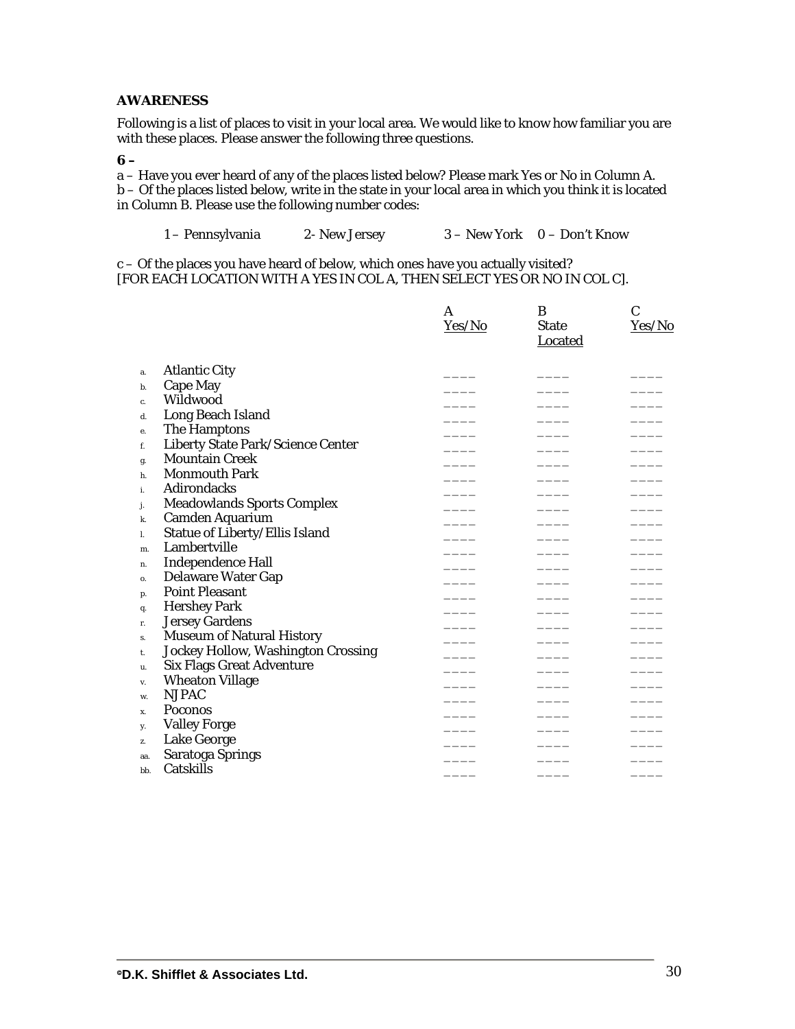**AWARENESS**

Following is a list of places to visit in your local area. We would like to know how familiar you are with these places. Please answer the following three questions.

**6 –**

a – Have you ever heard of any of the places listed below? Please mark Yes or No in Column A.
b – Of the places listed below, write in the state in your local area in which you think it is located in Column B. Please use the following number codes:

1 – Pennsylvania    2- New Jersey    3 – New York    0 – Don't Know

c – Of the places you have heard of below, which ones have you actually visited?
[FOR EACH LOCATION WITH A YES IN COL A, THEN SELECT YES OR NO IN COL C].

| | | A Yes/No | B State Located | C Yes/No |
|---|---|---|---|---|
| a. | Atlantic City | ____ | ____ | ____ |
| b. | Cape May | ____ | ____ | ____ |
| c. | Wildwood | ____ | ____ | ____ |
| d. | Long Beach Island | ____ | ____ | ____ |
| e. | The Hamptons | ____ | ____ | ____ |
| f. | Liberty State Park/Science Center | ____ | ____ | ____ |
| g. | Mountain Creek | ____ | ____ | ____ |
| h. | Monmouth Park | ____ | ____ | ____ |
| i. | Adirondacks | ____ | ____ | ____ |
| j. | Meadowlands Sports Complex | ____ | ____ | ____ |
| k. | Camden Aquarium | ____ | ____ | ____ |
| l. | Statue of Liberty/Ellis Island | ____ | ____ | ____ |
| m. | Lambertville | ____ | ____ | ____ |
| n. | Independence Hall | ____ | ____ | ____ |
| o. | Delaware Water Gap | ____ | ____ | ____ |
| p. | Point Pleasant | ____ | ____ | ____ |
| q. | Hershey Park | ____ | ____ | ____ |
| r. | Jersey Gardens | ____ | ____ | ____ |
| s. | Museum of Natural History | ____ | ____ | ____ |
| t. | Jockey Hollow, Washington Crossing | ____ | ____ | ____ |
| u. | Six Flags Great Adventure | ____ | ____ | ____ |
| v. | Wheaton Village | ____ | ____ | ____ |
| w. | NJPAC | ____ | ____ | ____ |
| x. | Poconos | ____ | ____ | ____ |
| y. | Valley Forge | ____ | ____ | ____ |
| z. | Lake George | ____ | ____ | ____ |
| aa. | Saratoga Springs | ____ | ____ | ____ |
| bb. | Catskills | ____ | ____ | ____ |

**©D.K. Shifflet & Associates Ltd.**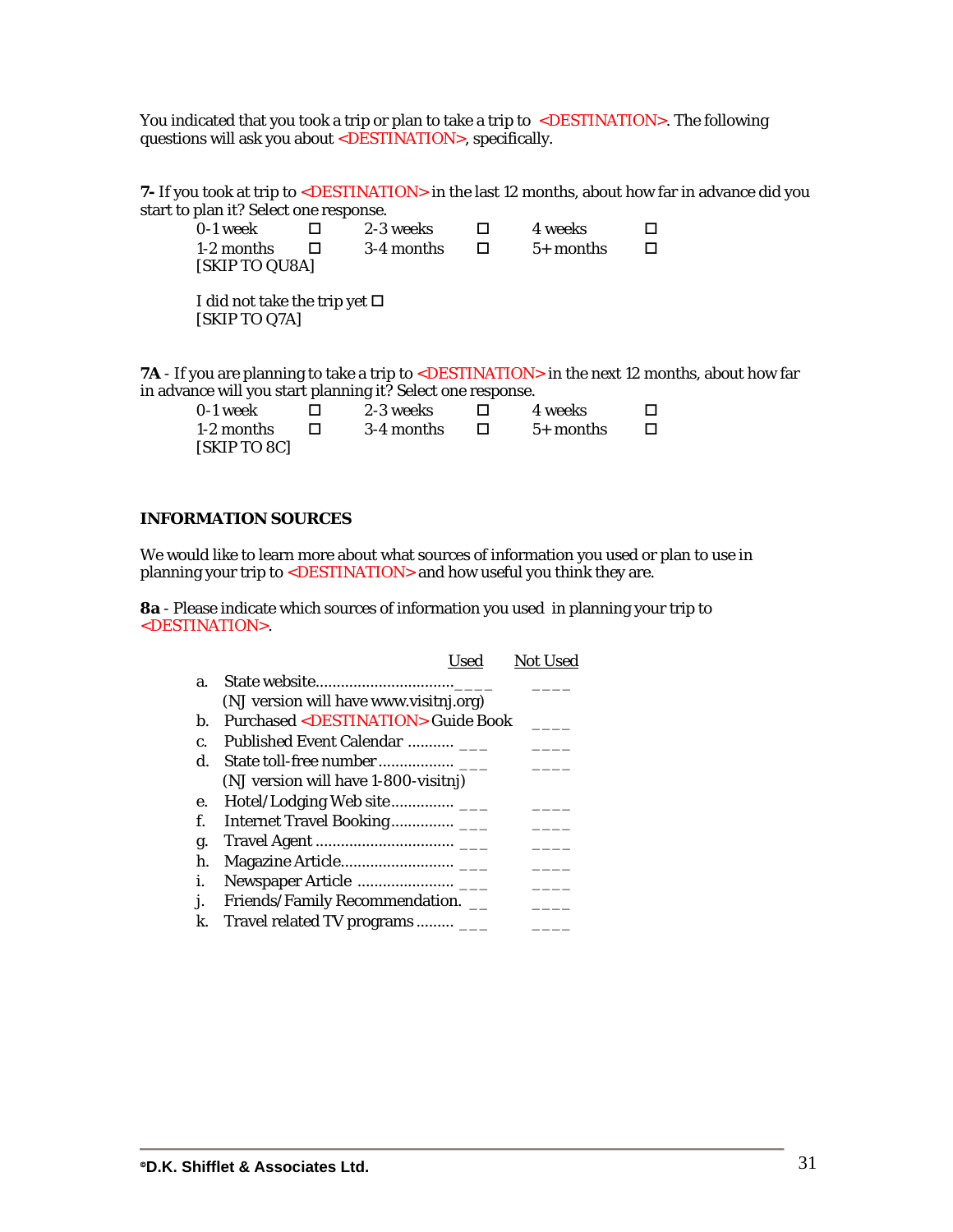You indicated that you took a trip or plan to take a trip to <DESTINATION>. The following questions will ask you about <DESTINATION>, specifically.

**7-** If you took at trip to <DESTINATION> in the last 12 months, about how far in advance did you start to plan it? Select one response.

| | | | | | |
|---|---|---|---|---|---|
| 0-1 week | ☐ | 2-3 weeks | ☐ | 4 weeks | ☐ |
| 1-2 months | ☐ | 3-4 months | ☐ | 5+ months | ☐ |

[SKIP TO QU8A]

I did not take the trip yet ☐
[SKIP TO Q7A]

**7A** - If you are planning to take a trip to <DESTINATION> in the next 12 months, about how far in advance will you start planning it? Select one response.

| | | | | | |
|---|---|---|---|---|---|
| 0-1 week | ☐ | 2-3 weeks | ☐ | 4 weeks | ☐ |
| 1-2 months | ☐ | 3-4 months | ☐ | 5+ months | ☐ |

[SKIP TO 8C]

**INFORMATION SOURCES**

We would like to learn more about what sources of information you used or plan to use in planning your trip to <DESTINATION> and how useful you think they are.

**8a** - Please indicate which sources of information you used in planning your trip to <DESTINATION>.

| | | Used | Not Used |
|---|---|---|---|
| a. | State website................................ (NJ version will have www.visitnj.org) | ____ | ____ |
| b. | Purchased <DESTINATION> Guide Book | | ____ |
| c. | Published Event Calendar ........... | ___ | ____ |
| d. | State toll-free number ................. (NJ version will have 1-800-visitnj) | ___ | ____ |
| e. | Hotel/Lodging Web site.............. | ___ | ____ |
| f. | Internet Travel Booking.............. | ___ | ____ |
| g. | Travel Agent ................................ | ___ | ____ |
| h. | Magazine Article.......................... | ___ | ____ |
| i. | Newspaper Article ...................... | ___ | ____ |
| j. | Friends/Family Recommendation. | __ | ____ |
| k. | Travel related TV programs ......... | ___ | ____ |

©D.K. Shifflet & Associates Ltd.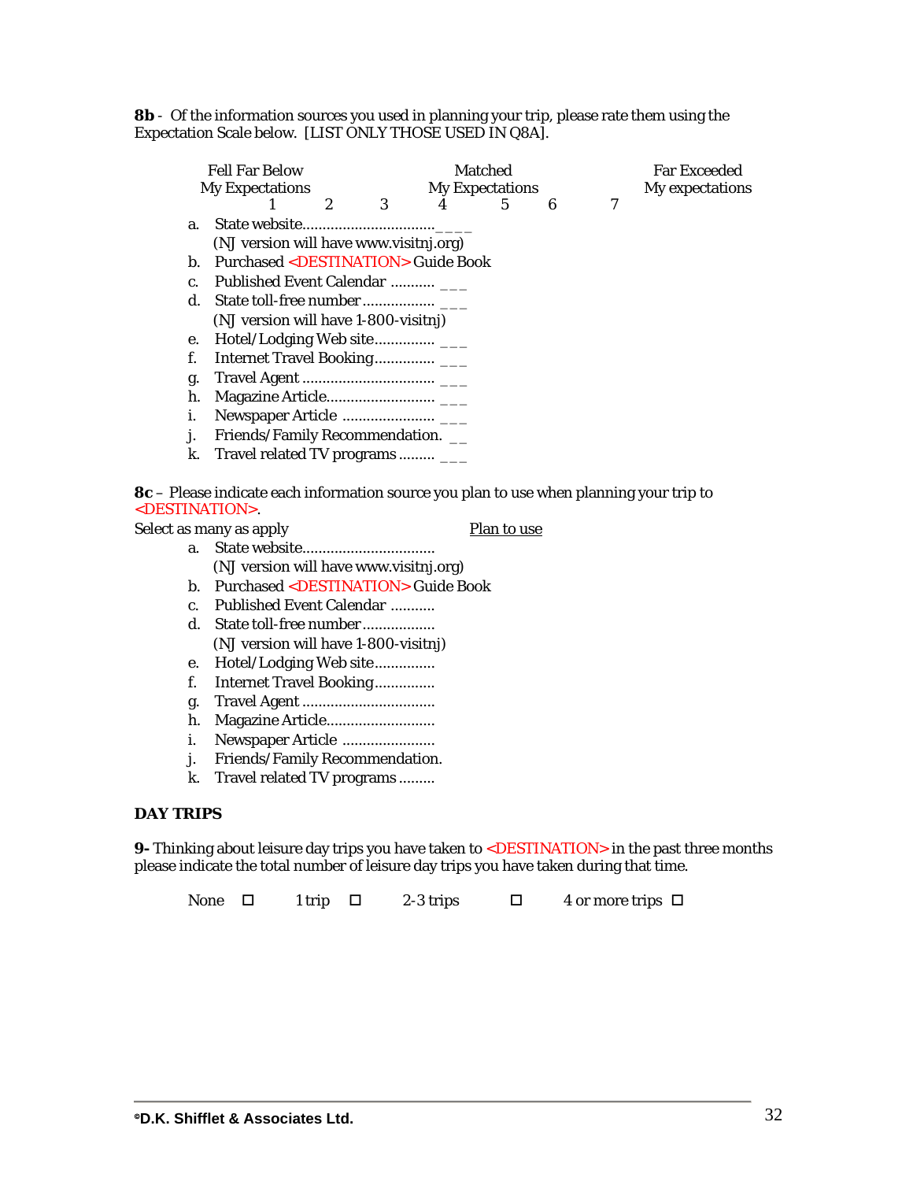**8b** - Of the information sources you used in planning your trip, please rate them using the Expectation Scale below. [LIST ONLY THOSE USED IN Q8A].

| Fell Far Below My Expectations | | | Matched My Expectations | | | Far Exceeded My expectations |
|---|---|---|---|---|---|---|
| 1 | 2 | 3 | 4 | 5 | 6 | 7 |

a. State website................................____
   (NJ version will have www.visitnj.org)
b. Purchased <DESTINATION> Guide Book
c. Published Event Calendar ........... ___
d. State toll-free number.................. ___
   (NJ version will have 1-800-visitnj)
e. Hotel/Lodging Web site............... ___
f. Internet Travel Booking............... ___
g. Travel Agent ................................ ___
h. Magazine Article.......................... ___
i. Newspaper Article ....................... ___
j. Friends/Family Recommendation. __
k. Travel related TV programs ......... ___

**8c** – Please indicate each information source you plan to use when planning your trip to <DESTINATION>.

Select as many as apply — Plan to use

a. State website................................
   (NJ version will have www.visitnj.org)
b. Purchased <DESTINATION> Guide Book
c. Published Event Calendar ...........
d. State toll-free number..................
   (NJ version will have 1-800-visitnj)
e. Hotel/Lodging Web site...............
f. Internet Travel Booking...............
g. Travel Agent ................................
h. Magazine Article..........................
i. Newspaper Article .......................
j. Friends/Family Recommendation.
k. Travel related TV programs .........

**DAY TRIPS**

**9-** Thinking about leisure day trips you have taken to <DESTINATION> in the past three months please indicate the total number of leisure day trips you have taken during that time.

None ☐ 1 trip ☐ 2-3 trips ☐ 4 or more trips ☐

©D.K. Shifflet & Associates Ltd.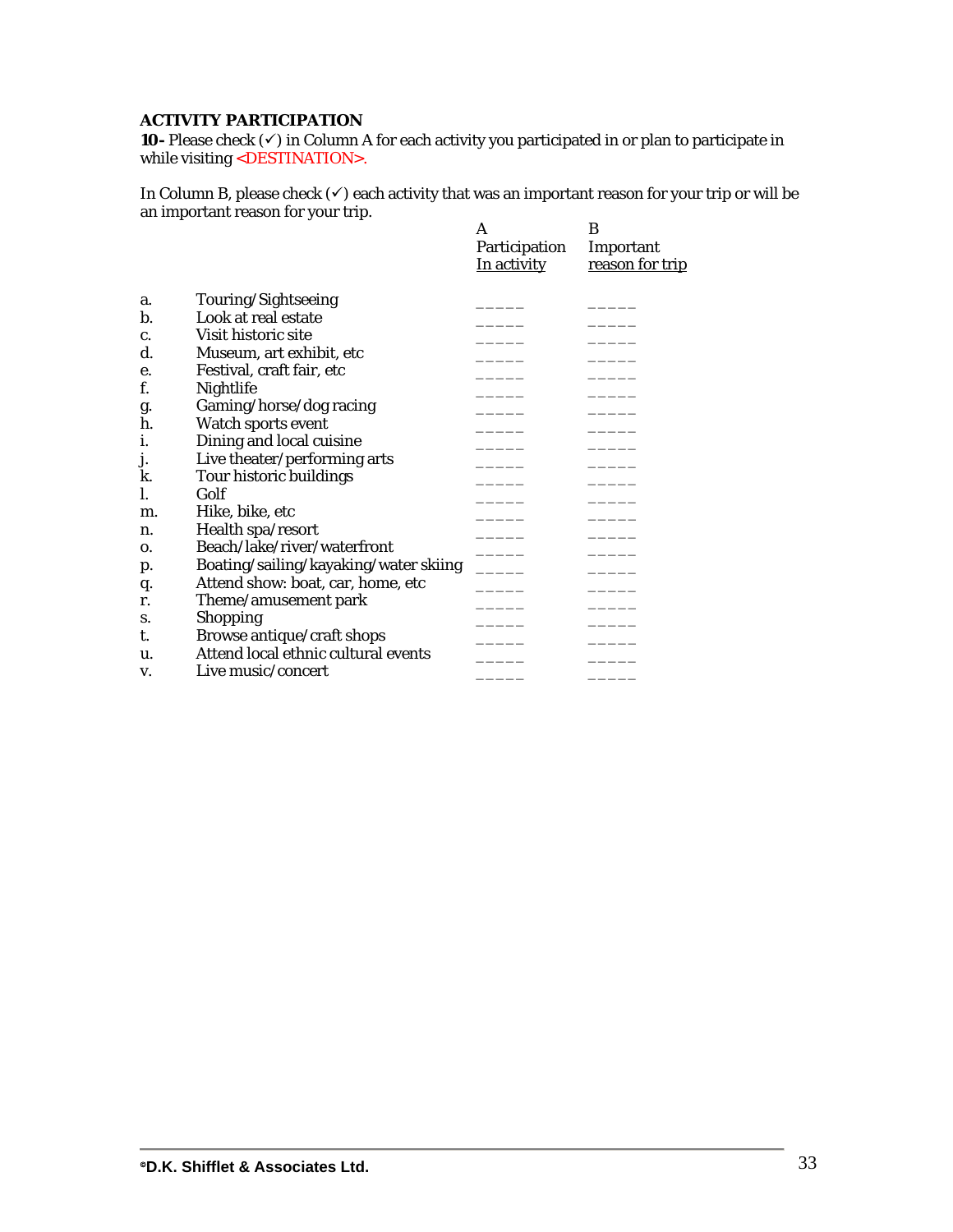**ACTIVITY PARTICIPATION**

**10-** Please check (✓) in Column A for each activity you participated in or plan to participate in while visiting <DESTINATION>.

In Column B, please check (✓) each activity that was an important reason for your trip or will be an important reason for your trip.

| | | A<br>Participation<br>In activity | B<br>Important<br>reason for trip |
|---|---|---|---|
| a. | Touring/Sightseeing | _____ | _____ |
| b. | Look at real estate | _____ | _____ |
| c. | Visit historic site | _____ | _____ |
| d. | Museum, art exhibit, etc | _____ | _____ |
| e. | Festival, craft fair, etc | _____ | _____ |
| f. | Nightlife | _____ | _____ |
| g. | Gaming/horse/dog racing | _____ | _____ |
| h. | Watch sports event | _____ | _____ |
| i. | Dining and local cuisine | _____ | _____ |
| j. | Live theater/performing arts | _____ | _____ |
| k. | Tour historic buildings | _____ | _____ |
| l. | Golf | _____ | _____ |
| m. | Hike, bike, etc | _____ | _____ |
| n. | Health spa/resort | _____ | _____ |
| o. | Beach/lake/river/waterfront | _____ | _____ |
| p. | Boating/sailing/kayaking/water skiing | _____ | _____ |
| q. | Attend show: boat, car, home, etc | _____ | _____ |
| r. | Theme/amusement park | _____ | _____ |
| s. | Shopping | _____ | _____ |
| t. | Browse antique/craft shops | _____ | _____ |
| u. | Attend local ethnic cultural events | _____ | _____ |
| v. | Live music/concert | _____ | _____ |

©D.K. Shifflet & Associates Ltd.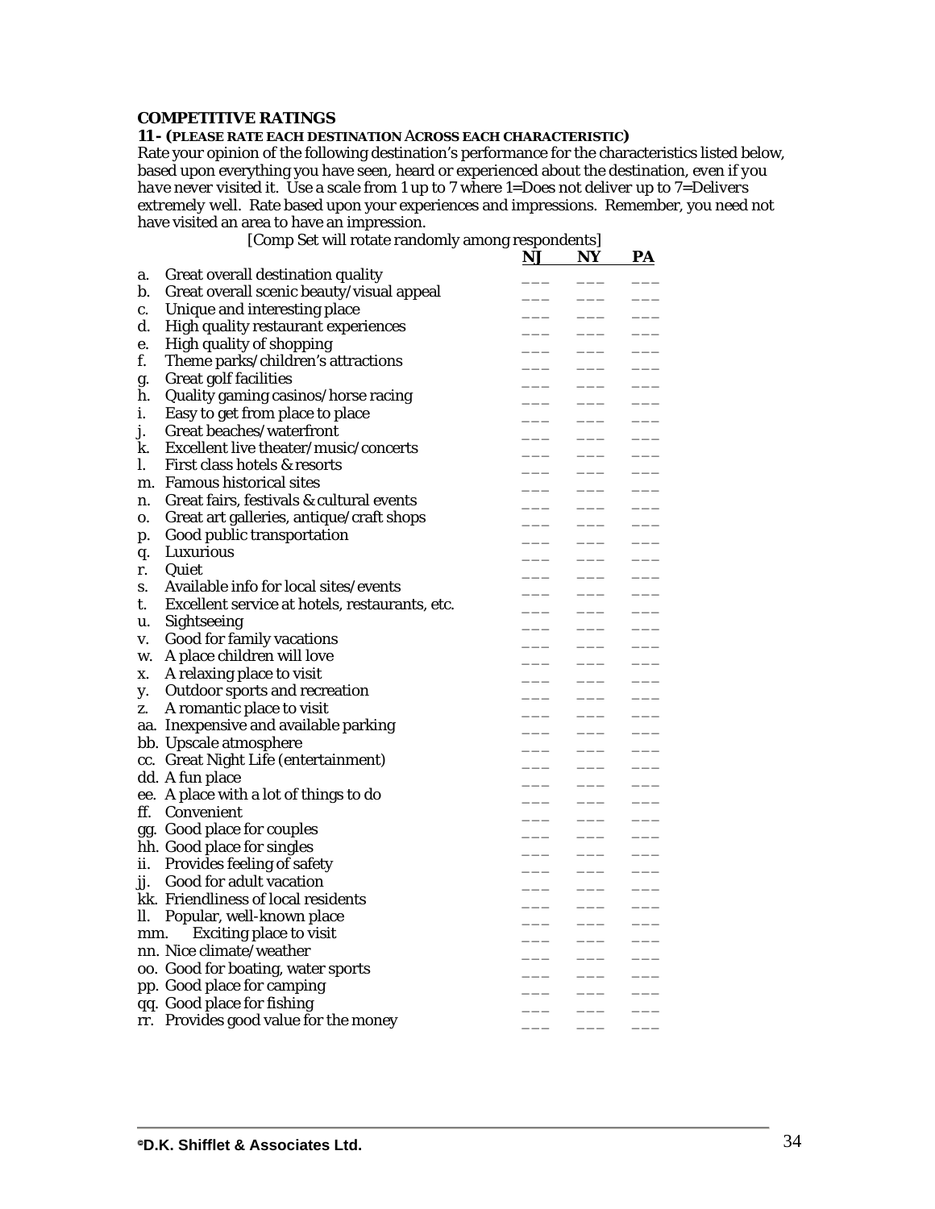## COMPETITIVE RATINGS

**11- (PLEASE RATE EACH DESTINATION ACROSS EACH CHARACTERISTIC)**

Rate your opinion of the following destination's performance for the characteristics listed below, based upon everything you have seen, heard or experienced about the destination, even if you have never visited it. Use a scale from 1 up to 7 where 1=Does not deliver up to 7=Delivers extremely well. Rate based upon your experiences and impressions. Remember, you need not have visited an area to have an impression.

[Comp Set will rotate randomly among respondents]

| | | NJ | NY | PA |
|---|---|---|---|---|
| a. | Great overall destination quality | ___ | ___ | ___ |
| b. | Great overall scenic beauty/visual appeal | ___ | ___ | ___ |
| c. | Unique and interesting place | ___ | ___ | ___ |
| d. | High quality restaurant experiences | ___ | ___ | ___ |
| e. | High quality of shopping | ___ | ___ | ___ |
| f. | Theme parks/children's attractions | ___ | ___ | ___ |
| g. | Great golf facilities | ___ | ___ | ___ |
| h. | Quality gaming casinos/horse racing | ___ | ___ | ___ |
| i. | Easy to get from place to place | ___ | ___ | ___ |
| j. | Great beaches/waterfront | ___ | ___ | ___ |
| k. | Excellent live theater/music/concerts | ___ | ___ | ___ |
| l. | First class hotels & resorts | ___ | ___ | ___ |
| m. | Famous historical sites | ___ | ___ | ___ |
| n. | Great fairs, festivals & cultural events | ___ | ___ | ___ |
| o. | Great art galleries, antique/craft shops | ___ | ___ | ___ |
| p. | Good public transportation | ___ | ___ | ___ |
| q. | Luxurious | ___ | ___ | ___ |
| r. | Quiet | ___ | ___ | ___ |
| s. | Available info for local sites/events | ___ | ___ | ___ |
| t. | Excellent service at hotels, restaurants, etc. | ___ | ___ | ___ |
| u. | Sightseeing | ___ | ___ | ___ |
| v. | Good for family vacations | ___ | ___ | ___ |
| w. | A place children will love | ___ | ___ | ___ |
| x. | A relaxing place to visit | ___ | ___ | ___ |
| y. | Outdoor sports and recreation | ___ | ___ | ___ |
| z. | A romantic place to visit | ___ | ___ | ___ |
| aa. | Inexpensive and available parking | ___ | ___ | ___ |
| bb. | Upscale atmosphere | ___ | ___ | ___ |
| cc. | Great Night Life (entertainment) | ___ | ___ | ___ |
| dd. | A fun place | ___ | ___ | ___ |
| ee. | A place with a lot of things to do | ___ | ___ | ___ |
| ff. | Convenient | ___ | ___ | ___ |
| gg. | Good place for couples | ___ | ___ | ___ |
| hh. | Good place for singles | ___ | ___ | ___ |
| ii. | Provides feeling of safety | ___ | ___ | ___ |
| jj. | Good for adult vacation | ___ | ___ | ___ |
| kk. | Friendliness of local residents | ___ | ___ | ___ |
| ll. | Popular, well-known place | ___ | ___ | ___ |
| mm. | Exciting place to visit | ___ | ___ | ___ |
| nn. | Nice climate/weather | ___ | ___ | ___ |
| oo. | Good for boating, water sports | ___ | ___ | ___ |
| pp. | Good place for camping | ___ | ___ | ___ |
| qq. | Good place for fishing | ___ | ___ | ___ |
| rr. | Provides good value for the money | ___ | ___ | ___ |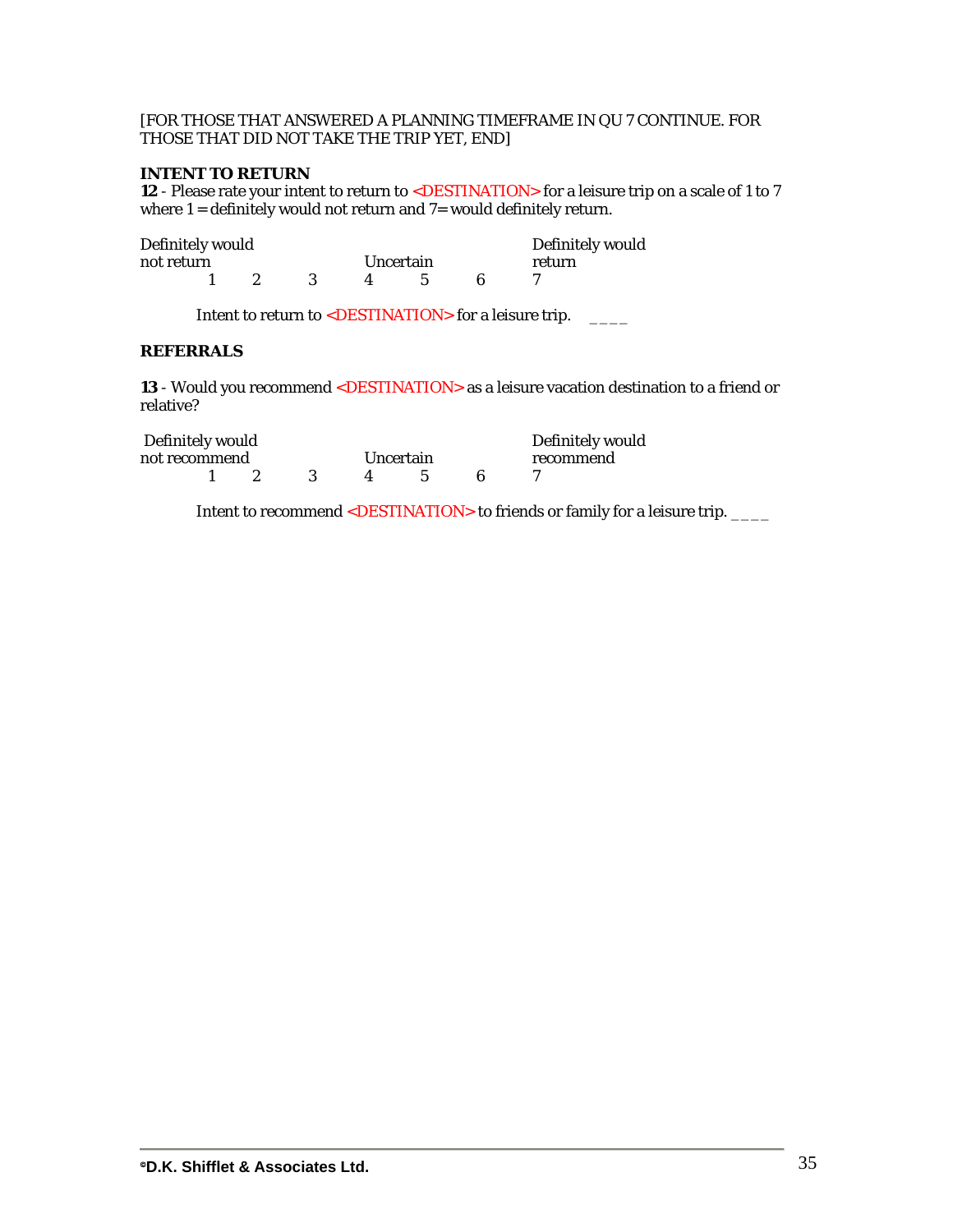[FOR THOSE THAT ANSWERED A PLANNING TIMEFRAME IN QU 7 CONTINUE. FOR THOSE THAT DID NOT TAKE THE TRIP YET, END]

**INTENT TO RETURN**

**12** - Please rate your intent to return to <DESTINATION> for a leisure trip on a scale of 1 to 7 where 1 = definitely would not return and 7= would definitely return.

| Definitely would not return | | | Uncertain | | | Definitely would return |
|---|---|---|---|---|---|---|
| 1 | 2 | 3 | 4 | 5 | 6 | 7 |

Intent to return to <DESTINATION> for a leisure trip. ____

**REFERRALS**

**13** - Would you recommend <DESTINATION> as a leisure vacation destination to a friend or relative?

| Definitely would not recommend | | | Uncertain | | | Definitely would recommend |
|---|---|---|---|---|---|---|
| 1 | 2 | 3 | 4 | 5 | 6 | 7 |

Intent to recommend <DESTINATION> to friends or family for a leisure trip. ____

©D.K. Shifflet & Associates Ltd.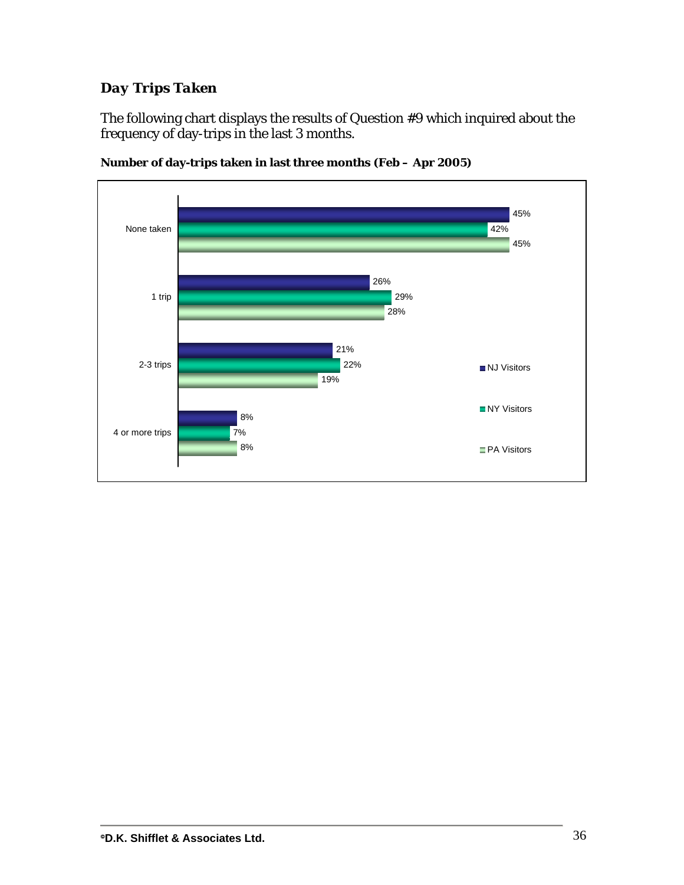## *Day Trips Taken*

The following chart displays the results of Question #9 which inquired about the frequency of day-trips in the last 3 months.

**Number of day-trips taken in last three months (Feb – Apr 2005)**

None taken
45%
42%
45%

1 trip
26%
29%
28%

2-3 trips
21%
22%
19%

4 or more trips
8%
7%
8%

NJ Visitors
NY Visitors
PA Visitors

**©D.K. Shifflet & Associates Ltd.**